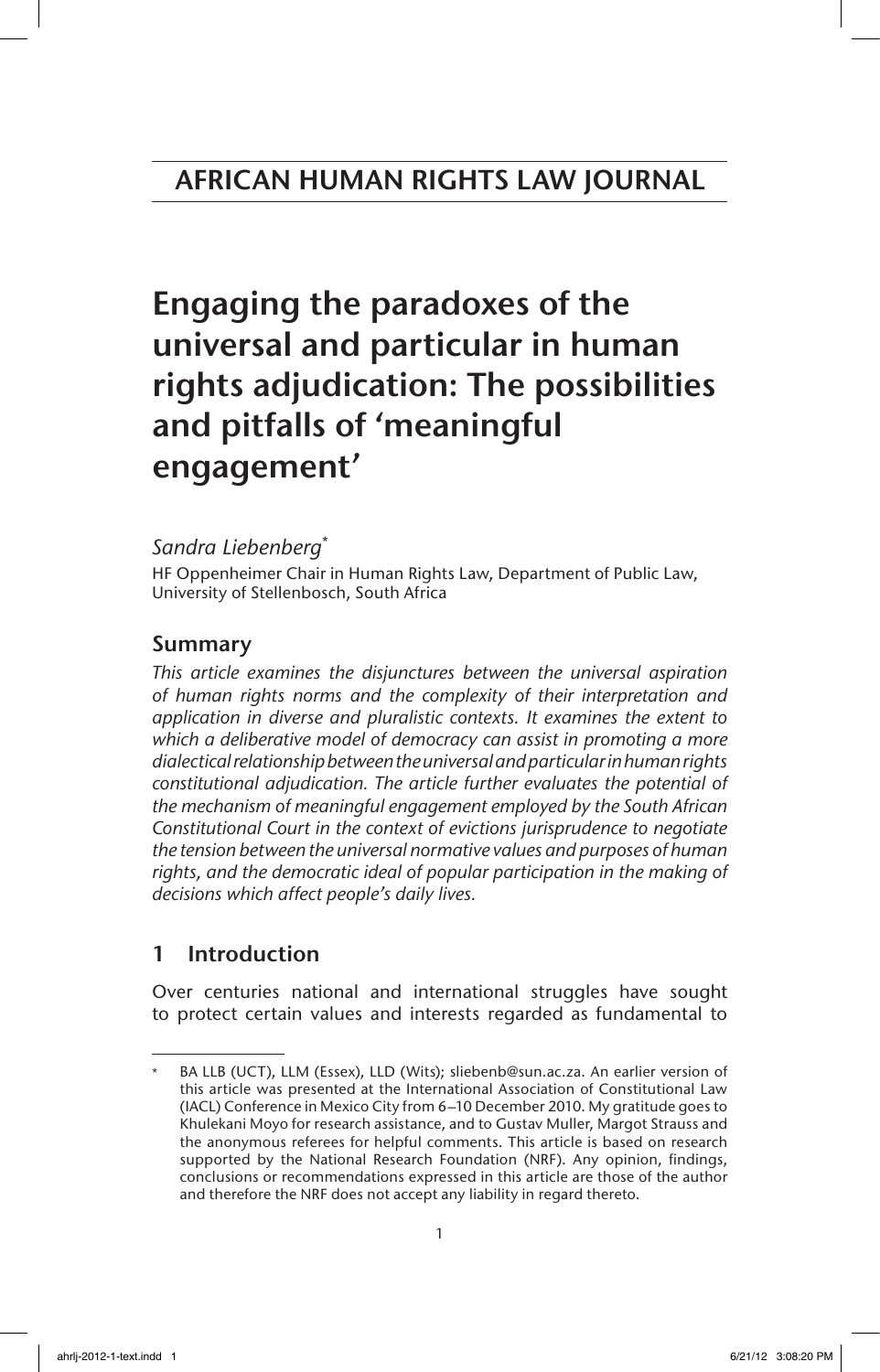# AFRICAN HUMAN RIGHTS LAW JOURNAL

# Engaging the paradoxes of the universal and particular in human rights adjudication: The possibilities and pitfalls of 'meaningful engagement'

*Sandra Liebenberg*[*]

HF Oppenheimer Chair in Human Rights Law, Department of Public Law, University of Stellenbosch, South Africa

## Summary

*This article examines the disjunctures between the universal aspiration of human rights norms and the complexity of their interpretation and application in diverse and pluralistic contexts. It examines the extent to which a deliberative model of democracy can assist in promoting a more dialectical relationship between the universal and particular in human rights constitutional adjudication. The article further evaluates the potential of the mechanism of meaningful engagement employed by the South African Constitutional Court in the context of evictions jurisprudence to negotiate the tension between the universal normative values and purposes of human rights, and the democratic ideal of popular participation in the making of decisions which affect people's daily lives.*

## 1 Introduction

Over centuries national and international struggles have sought to protect certain values and interests regarded as fundamental to

---

[*] BA LLB (UCT), LLM (Essex), LLD (Wits); sliebenb@sun.ac.za. An earlier version of this article was presented at the International Association of Constitutional Law (IACL) Conference in Mexico City from 6–10 December 2010. My gratitude goes to Khulekani Moyo for research assistance, and to Gustav Muller, Margot Strauss and the anonymous referees for helpful comments. This article is based on research supported by the National Research Foundation (NRF). Any opinion, findings, conclusions or recommendations expressed in this article are those of the author and therefore the NRF does not accept any liability in regard thereto.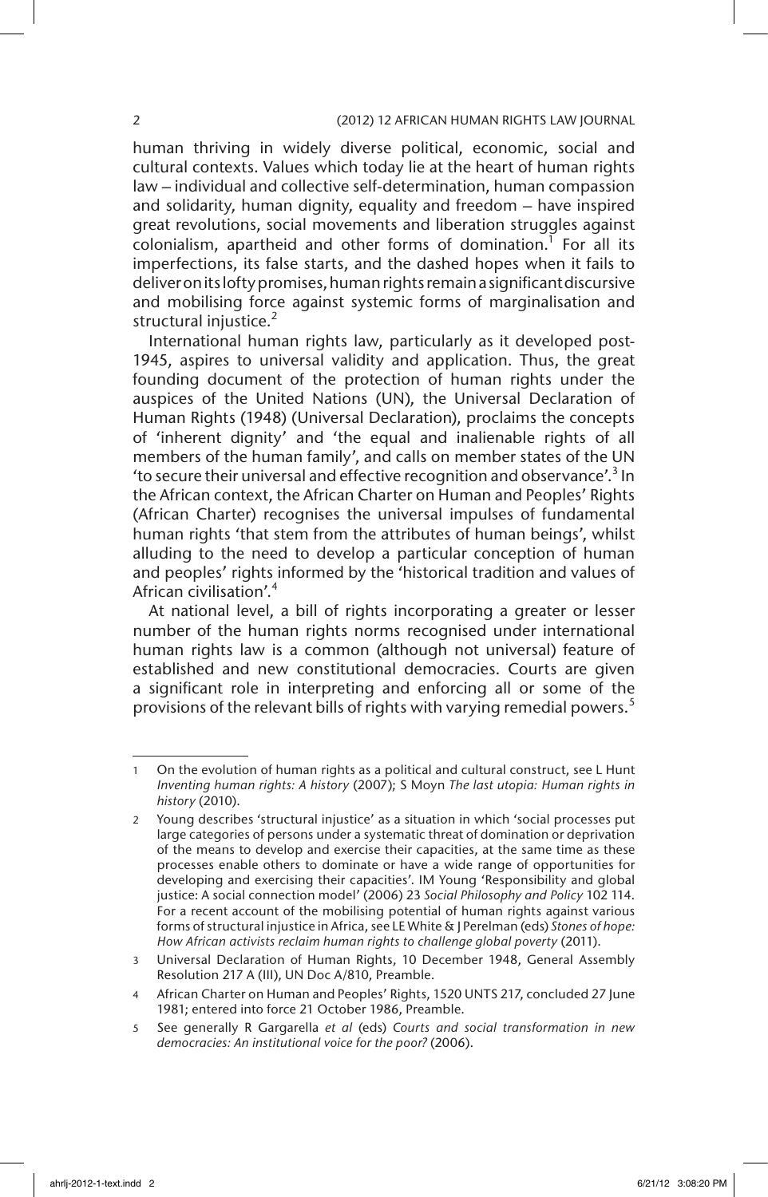human thriving in widely diverse political, economic, social and cultural contexts. Values which today lie at the heart of human rights law – individual and collective self-determination, human compassion and solidarity, human dignity, equality and freedom – have inspired great revolutions, social movements and liberation struggles against colonialism, apartheid and other forms of domination.[1] For all its imperfections, its false starts, and the dashed hopes when it fails to deliver on its lofty promises, human rights remain a significant discursive and mobilising force against systemic forms of marginalisation and structural injustice.[2]

International human rights law, particularly as it developed post-1945, aspires to universal validity and application. Thus, the great founding document of the protection of human rights under the auspices of the United Nations (UN), the Universal Declaration of Human Rights (1948) (Universal Declaration), proclaims the concepts of 'inherent dignity' and 'the equal and inalienable rights of all members of the human family', and calls on member states of the UN 'to secure their universal and effective recognition and observance'.[3] In the African context, the African Charter on Human and Peoples' Rights (African Charter) recognises the universal impulses of fundamental human rights 'that stem from the attributes of human beings', whilst alluding to the need to develop a particular conception of human and peoples' rights informed by the 'historical tradition and values of African civilisation'.[4]

At national level, a bill of rights incorporating a greater or lesser number of the human rights norms recognised under international human rights law is a common (although not universal) feature of established and new constitutional democracies. Courts are given a significant role in interpreting and enforcing all or some of the provisions of the relevant bills of rights with varying remedial powers.[5]

---

1 On the evolution of human rights as a political and cultural construct, see L Hunt *Inventing human rights: A history* (2007); S Moyn *The last utopia: Human rights in history* (2010).

2 Young describes 'structural injustice' as a situation in which 'social processes put large categories of persons under a systematic threat of domination or deprivation of the means to develop and exercise their capacities, at the same time as these processes enable others to dominate or have a wide range of opportunities for developing and exercising their capacities'. IM Young 'Responsibility and global justice: A social connection model' (2006) 23 *Social Philosophy and Policy* 102 114. For a recent account of the mobilising potential of human rights against various forms of structural injustice in Africa, see LE White & J Perelman (eds) *Stones of hope: How African activists reclaim human rights to challenge global poverty* (2011).

3 Universal Declaration of Human Rights, 10 December 1948, General Assembly Resolution 217 A (III), UN Doc A/810, Preamble.

4 African Charter on Human and Peoples' Rights, 1520 UNTS 217, concluded 27 June 1981; entered into force 21 October 1986, Preamble.

5 See generally R Gargarella *et al* (eds) *Courts and social transformation in new democracies: An institutional voice for the poor?* (2006).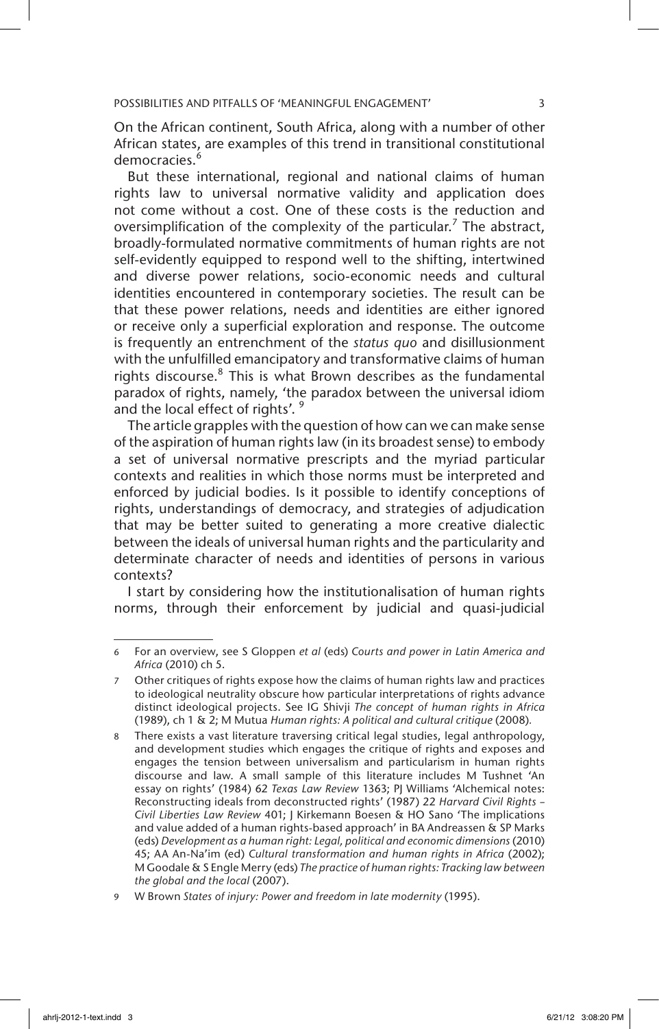On the African continent, South Africa, along with a number of other African states, are examples of this trend in transitional constitutional democracies.[6]

But these international, regional and national claims of human rights law to universal normative validity and application does not come without a cost. One of these costs is the reduction and oversimplification of the complexity of the particular.[7] The abstract, broadly-formulated normative commitments of human rights are not self-evidently equipped to respond well to the shifting, intertwined and diverse power relations, socio-economic needs and cultural identities encountered in contemporary societies. The result can be that these power relations, needs and identities are either ignored or receive only a superficial exploration and response. The outcome is frequently an entrenchment of the *status quo* and disillusionment with the unfulfilled emancipatory and transformative claims of human rights discourse.[8] This is what Brown describes as the fundamental paradox of rights, namely, 'the paradox between the universal idiom and the local effect of rights'.[9]

The article grapples with the question of how can we can make sense of the aspiration of human rights law (in its broadest sense) to embody a set of universal normative prescripts and the myriad particular contexts and realities in which those norms must be interpreted and enforced by judicial bodies. Is it possible to identify conceptions of rights, understandings of democracy, and strategies of adjudication that may be better suited to generating a more creative dialectic between the ideals of universal human rights and the particularity and determinate character of needs and identities of persons in various contexts?

I start by considering how the institutionalisation of human rights norms, through their enforcement by judicial and quasi-judicial

---

6 For an overview, see S Gloppen *et al* (eds) *Courts and power in Latin America and Africa* (2010) ch 5.

7 Other critiques of rights expose how the claims of human rights law and practices to ideological neutrality obscure how particular interpretations of rights advance distinct ideological projects. See IG Shivji *The concept of human rights in Africa* (1989), ch 1 & 2; M Mutua *Human rights: A political and cultural critique* (2008).

8 There exists a vast literature traversing critical legal studies, legal anthropology, and development studies which engages the critique of rights and exposes and engages the tension between universalism and particularism in human rights discourse and law. A small sample of this literature includes M Tushnet 'An essay on rights' (1984) 62 *Texas Law Review* 1363; PJ Williams 'Alchemical notes: Reconstructing ideals from deconstructed rights' (1987) 22 *Harvard Civil Rights – Civil Liberties Law Review* 401; J Kirkemann Boesen & HO Sano 'The implications and value added of a human rights-based approach' in BA Andreassen & SP Marks (eds) *Development as a human right: Legal, political and economic dimensions* (2010) 45; AA An-Na'im (ed) *Cultural transformation and human rights in Africa* (2002); M Goodale & S Engle Merry (eds) *The practice of human rights: Tracking law between the global and the local* (2007).

9 W Brown *States of injury: Power and freedom in late modernity* (1995).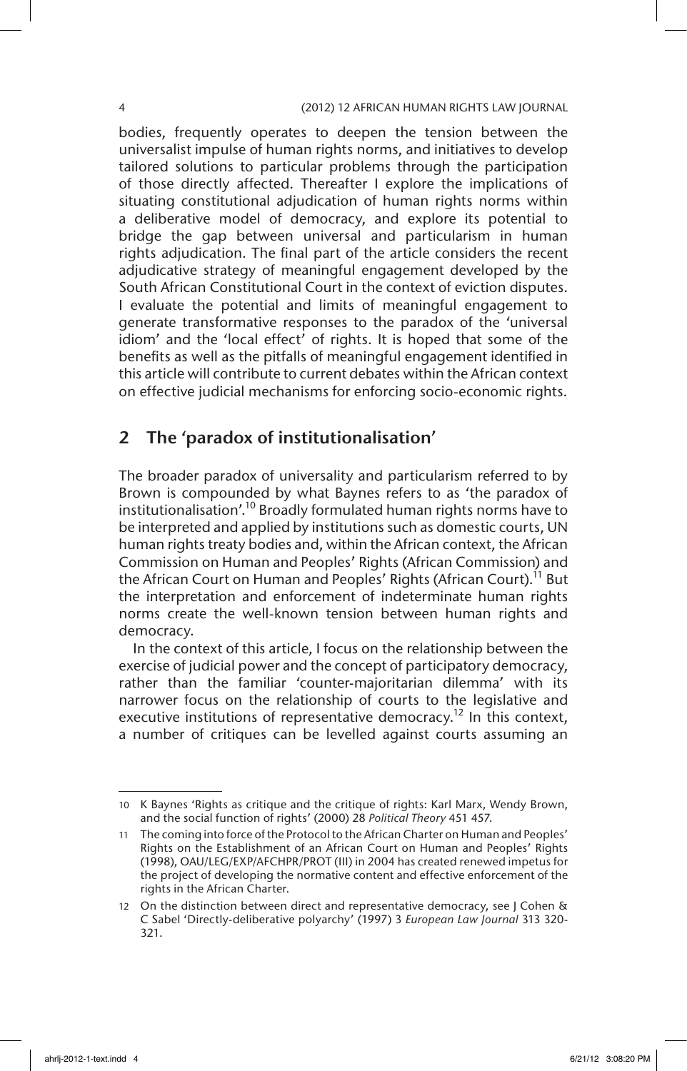bodies, frequently operates to deepen the tension between the universalist impulse of human rights norms, and initiatives to develop tailored solutions to particular problems through the participation of those directly affected. Thereafter I explore the implications of situating constitutional adjudication of human rights norms within a deliberative model of democracy, and explore its potential to bridge the gap between universal and particularism in human rights adjudication. The final part of the article considers the recent adjudicative strategy of meaningful engagement developed by the South African Constitutional Court in the context of eviction disputes. I evaluate the potential and limits of meaningful engagement to generate transformative responses to the paradox of the 'universal idiom' and the 'local effect' of rights. It is hoped that some of the benefits as well as the pitfalls of meaningful engagement identified in this article will contribute to current debates within the African context on effective judicial mechanisms for enforcing socio-economic rights.

## 2 The 'paradox of institutionalisation'

The broader paradox of universality and particularism referred to by Brown is compounded by what Baynes refers to as 'the paradox of institutionalisation'.[10] Broadly formulated human rights norms have to be interpreted and applied by institutions such as domestic courts, UN human rights treaty bodies and, within the African context, the African Commission on Human and Peoples' Rights (African Commission) and the African Court on Human and Peoples' Rights (African Court).[11] But the interpretation and enforcement of indeterminate human rights norms create the well-known tension between human rights and democracy.

In the context of this article, I focus on the relationship between the exercise of judicial power and the concept of participatory democracy, rather than the familiar 'counter-majoritarian dilemma' with its narrower focus on the relationship of courts to the legislative and executive institutions of representative democracy.[12] In this context, a number of critiques can be levelled against courts assuming an

---

10 K Baynes 'Rights as critique and the critique of rights: Karl Marx, Wendy Brown, and the social function of rights' (2000) 28 *Political Theory* 451 457.

11 The coming into force of the Protocol to the African Charter on Human and Peoples' Rights on the Establishment of an African Court on Human and Peoples' Rights (1998), OAU/LEG/EXP/AFCHPR/PROT (III) in 2004 has created renewed impetus for the project of developing the normative content and effective enforcement of the rights in the African Charter.

12 On the distinction between direct and representative democracy, see J Cohen & C Sabel 'Directly-deliberative polyarchy' (1997) 3 *European Law Journal* 313 320-321.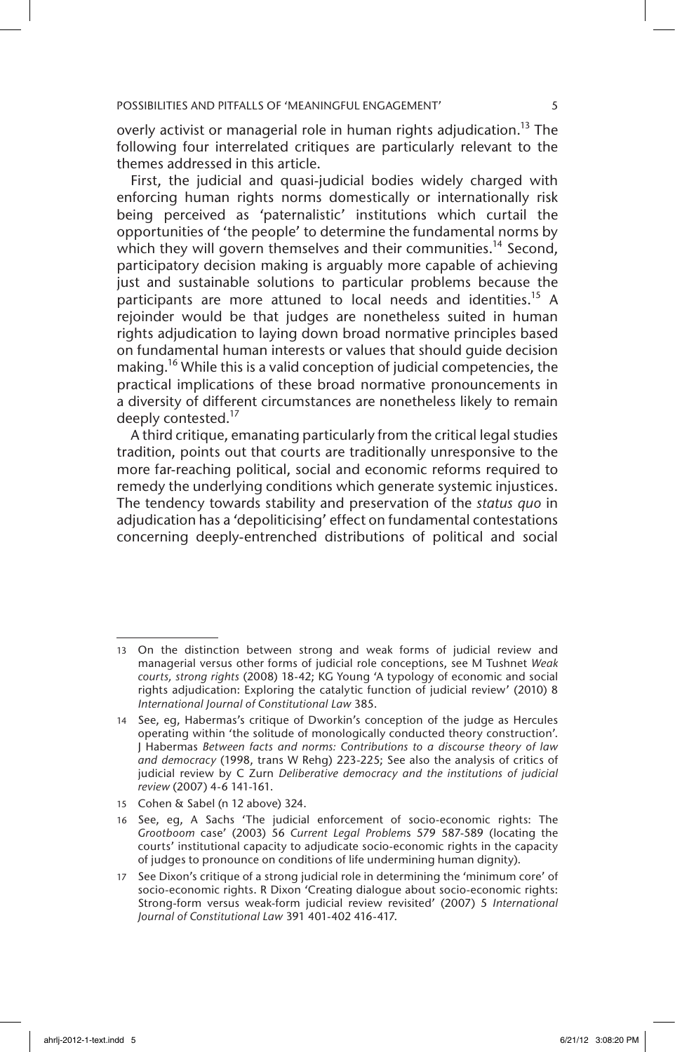overly activist or managerial role in human rights adjudication.[13] The following four interrelated critiques are particularly relevant to the themes addressed in this article.

First, the judicial and quasi-judicial bodies widely charged with enforcing human rights norms domestically or internationally risk being perceived as 'paternalistic' institutions which curtail the opportunities of 'the people' to determine the fundamental norms by which they will govern themselves and their communities.[14] Second, participatory decision making is arguably more capable of achieving just and sustainable solutions to particular problems because the participants are more attuned to local needs and identities.[15] A rejoinder would be that judges are nonetheless suited in human rights adjudication to laying down broad normative principles based on fundamental human interests or values that should guide decision making.[16] While this is a valid conception of judicial competencies, the practical implications of these broad normative pronouncements in a diversity of different circumstances are nonetheless likely to remain deeply contested.[17]

A third critique, emanating particularly from the critical legal studies tradition, points out that courts are traditionally unresponsive to the more far-reaching political, social and economic reforms required to remedy the underlying conditions which generate systemic injustices. The tendency towards stability and preservation of the *status quo* in adjudication has a 'depoliticising' effect on fundamental contestations concerning deeply-entrenched distributions of political and social

---

13 On the distinction between strong and weak forms of judicial review and managerial versus other forms of judicial role conceptions, see M Tushnet *Weak courts, strong rights* (2008) 18-42; KG Young 'A typology of economic and social rights adjudication: Exploring the catalytic function of judicial review' (2010) 8 *International Journal of Constitutional Law* 385.

14 See, eg, Habermas's critique of Dworkin's conception of the judge as Hercules operating within 'the solitude of monologically conducted theory construction'. J Habermas *Between facts and norms: Contributions to a discourse theory of law and democracy* (1998, trans W Rehg) 223-225; See also the analysis of critics of judicial review by C Zurn *Deliberative democracy and the institutions of judicial review* (2007) 4-6 141-161.

15 Cohen & Sabel (n 12 above) 324.

16 See, eg, A Sachs 'The judicial enforcement of socio-economic rights: The *Grootboom* case' (2003) 56 *Current Legal Problems* 579 587-589 (locating the courts' institutional capacity to adjudicate socio-economic rights in the capacity of judges to pronounce on conditions of life undermining human dignity).

17 See Dixon's critique of a strong judicial role in determining the 'minimum core' of socio-economic rights. R Dixon 'Creating dialogue about socio-economic rights: Strong-form versus weak-form judicial review revisited' (2007) 5 *International Journal of Constitutional Law* 391 401-402 416-417.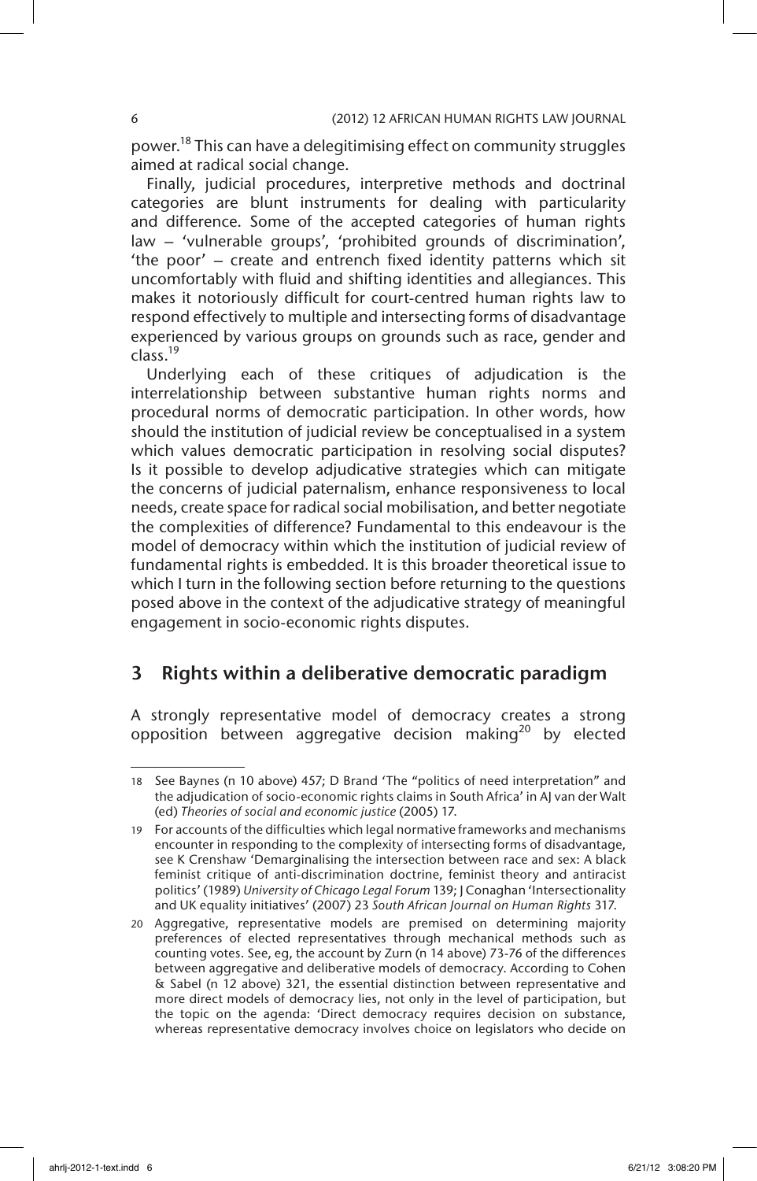power.[18] This can have a delegitimising effect on community struggles aimed at radical social change.

Finally, judicial procedures, interpretive methods and doctrinal categories are blunt instruments for dealing with particularity and difference. Some of the accepted categories of human rights law – 'vulnerable groups', 'prohibited grounds of discrimination', 'the poor' – create and entrench fixed identity patterns which sit uncomfortably with fluid and shifting identities and allegiances. This makes it notoriously difficult for court-centred human rights law to respond effectively to multiple and intersecting forms of disadvantage experienced by various groups on grounds such as race, gender and class.[19]

Underlying each of these critiques of adjudication is the interrelationship between substantive human rights norms and procedural norms of democratic participation. In other words, how should the institution of judicial review be conceptualised in a system which values democratic participation in resolving social disputes? Is it possible to develop adjudicative strategies which can mitigate the concerns of judicial paternalism, enhance responsiveness to local needs, create space for radical social mobilisation, and better negotiate the complexities of difference? Fundamental to this endeavour is the model of democracy within which the institution of judicial review of fundamental rights is embedded. It is this broader theoretical issue to which I turn in the following section before returning to the questions posed above in the context of the adjudicative strategy of meaningful engagement in socio-economic rights disputes.

## 3 Rights within a deliberative democratic paradigm

A strongly representative model of democracy creates a strong opposition between aggregative decision making[20] by elected

---

18 See Baynes (n 10 above) 457; D Brand 'The "politics of need interpretation" and the adjudication of socio-economic rights claims in South Africa' in AJ van der Walt (ed) *Theories of social and economic justice* (2005) 17.

19 For accounts of the difficulties which legal normative frameworks and mechanisms encounter in responding to the complexity of intersecting forms of disadvantage, see K Crenshaw 'Demarginalising the intersection between race and sex: A black feminist critique of anti-discrimination doctrine, feminist theory and antiracist politics' (1989) *University of Chicago Legal Forum* 139; J Conaghan 'Intersectionality and UK equality initiatives' (2007) 23 *South African Journal on Human Rights* 317.

20 Aggregative, representative models are premised on determining majority preferences of elected representatives through mechanical methods such as counting votes. See, eg, the account by Zurn (n 14 above) 73-76 of the differences between aggregative and deliberative models of democracy. According to Cohen & Sabel (n 12 above) 321, the essential distinction between representative and more direct models of democracy lies, not only in the level of participation, but the topic on the agenda: 'Direct democracy requires decision on substance, whereas representative democracy involves choice on legislators who decide on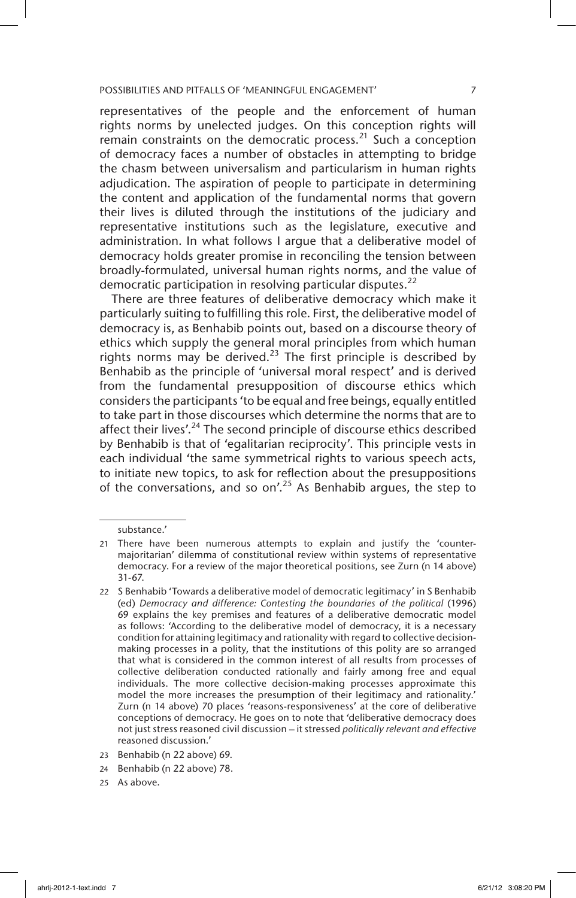representatives of the people and the enforcement of human rights norms by unelected judges. On this conception rights will remain constraints on the democratic process.[21] Such a conception of democracy faces a number of obstacles in attempting to bridge the chasm between universalism and particularism in human rights adjudication. The aspiration of people to participate in determining the content and application of the fundamental norms that govern their lives is diluted through the institutions of the judiciary and representative institutions such as the legislature, executive and administration. In what follows I argue that a deliberative model of democracy holds greater promise in reconciling the tension between broadly-formulated, universal human rights norms, and the value of democratic participation in resolving particular disputes.[22]

There are three features of deliberative democracy which make it particularly suiting to fulfilling this role. First, the deliberative model of democracy is, as Benhabib points out, based on a discourse theory of ethics which supply the general moral principles from which human rights norms may be derived.[23] The first principle is described by Benhabib as the principle of 'universal moral respect' and is derived from the fundamental presupposition of discourse ethics which considers the participants 'to be equal and free beings, equally entitled to take part in those discourses which determine the norms that are to affect their lives'.[24] The second principle of discourse ethics described by Benhabib is that of 'egalitarian reciprocity'. This principle vests in each individual 'the same symmetrical rights to various speech acts, to initiate new topics, to ask for reflection about the presuppositions of the conversations, and so on'.[25] As Benhabib argues, the step to

---

substance.'

21 There have been numerous attempts to explain and justify the 'counter-majoritarian' dilemma of constitutional review within systems of representative democracy. For a review of the major theoretical positions, see Zurn (n 14 above) 31-67.

22 S Benhabib 'Towards a deliberative model of democratic legitimacy' in S Benhabib (ed) *Democracy and difference: Contesting the boundaries of the political* (1996) 69 explains the key premises and features of a deliberative democratic model as follows: 'According to the deliberative model of democracy, it is a necessary condition for attaining legitimacy and rationality with regard to collective decision-making processes in a polity, that the institutions of this polity are so arranged that what is considered in the common interest of all results from processes of collective deliberation conducted rationally and fairly among free and equal individuals. The more collective decision-making processes approximate this model the more increases the presumption of their legitimacy and rationality.' Zurn (n 14 above) 70 places 'reasons-responsiveness' at the core of deliberative conceptions of democracy. He goes on to note that 'deliberative democracy does not just stress reasoned civil discussion – it stressed *politically relevant and effective* reasoned discussion.'

23 Benhabib (n 22 above) 69.

24 Benhabib (n 22 above) 78.

25 As above.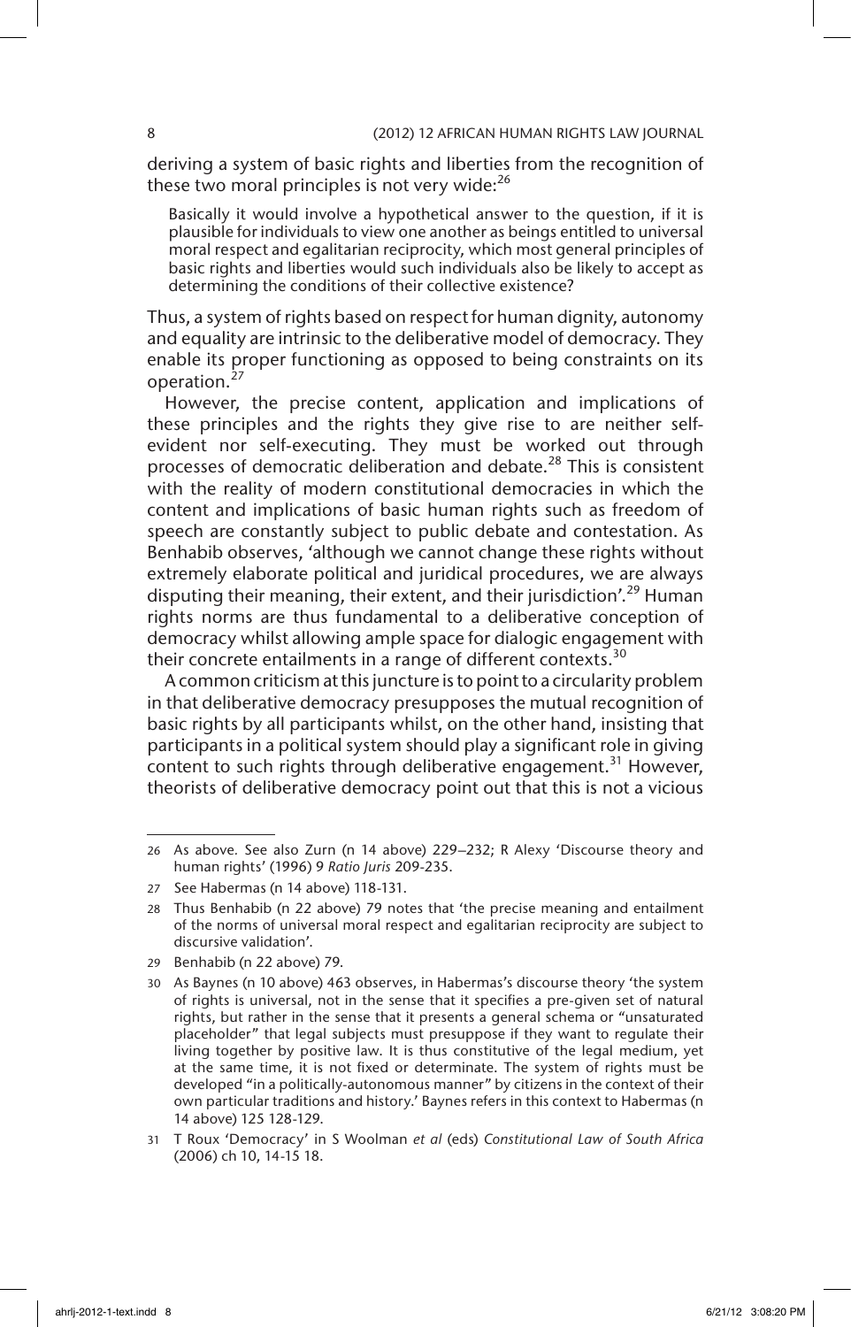deriving a system of basic rights and liberties from the recognition of these two moral principles is not very wide:[26]

> Basically it would involve a hypothetical answer to the question, if it is plausible for individuals to view one another as beings entitled to universal moral respect and egalitarian reciprocity, which most general principles of basic rights and liberties would such individuals also be likely to accept as determining the conditions of their collective existence?

Thus, a system of rights based on respect for human dignity, autonomy and equality are intrinsic to the deliberative model of democracy. They enable its proper functioning as opposed to being constraints on its operation.[27]

However, the precise content, application and implications of these principles and the rights they give rise to are neither self-evident nor self-executing. They must be worked out through processes of democratic deliberation and debate.[28] This is consistent with the reality of modern constitutional democracies in which the content and implications of basic human rights such as freedom of speech are constantly subject to public debate and contestation. As Benhabib observes, 'although we cannot change these rights without extremely elaborate political and juridical procedures, we are always disputing their meaning, their extent, and their jurisdiction'.[29] Human rights norms are thus fundamental to a deliberative conception of democracy whilst allowing ample space for dialogic engagement with their concrete entailments in a range of different contexts.[30]

A common criticism at this juncture is to point to a circularity problem in that deliberative democracy presupposes the mutual recognition of basic rights by all participants whilst, on the other hand, insisting that participants in a political system should play a significant role in giving content to such rights through deliberative engagement.[31] However, theorists of deliberative democracy point out that this is not a vicious

---

26 As above. See also Zurn (n 14 above) 229–232; R Alexy 'Discourse theory and human rights' (1996) 9 *Ratio Juris* 209-235.

27 See Habermas (n 14 above) 118-131.

28 Thus Benhabib (n 22 above) 79 notes that 'the precise meaning and entailment of the norms of universal moral respect and egalitarian reciprocity are subject to discursive validation'.

29 Benhabib (n 22 above) 79.

30 As Baynes (n 10 above) 463 observes, in Habermas's discourse theory 'the system of rights is universal, not in the sense that it specifies a pre-given set of natural rights, but rather in the sense that it presents a general schema or "unsaturated placeholder" that legal subjects must presuppose if they want to regulate their living together by positive law. It is thus constitutive of the legal medium, yet at the same time, it is not fixed or determinate. The system of rights must be developed "in a politically-autonomous manner" by citizens in the context of their own particular traditions and history.' Baynes refers in this context to Habermas (n 14 above) 125 128-129.

31 T Roux 'Democracy' in S Woolman *et al* (eds) *Constitutional Law of South Africa* (2006) ch 10, 14-15 18.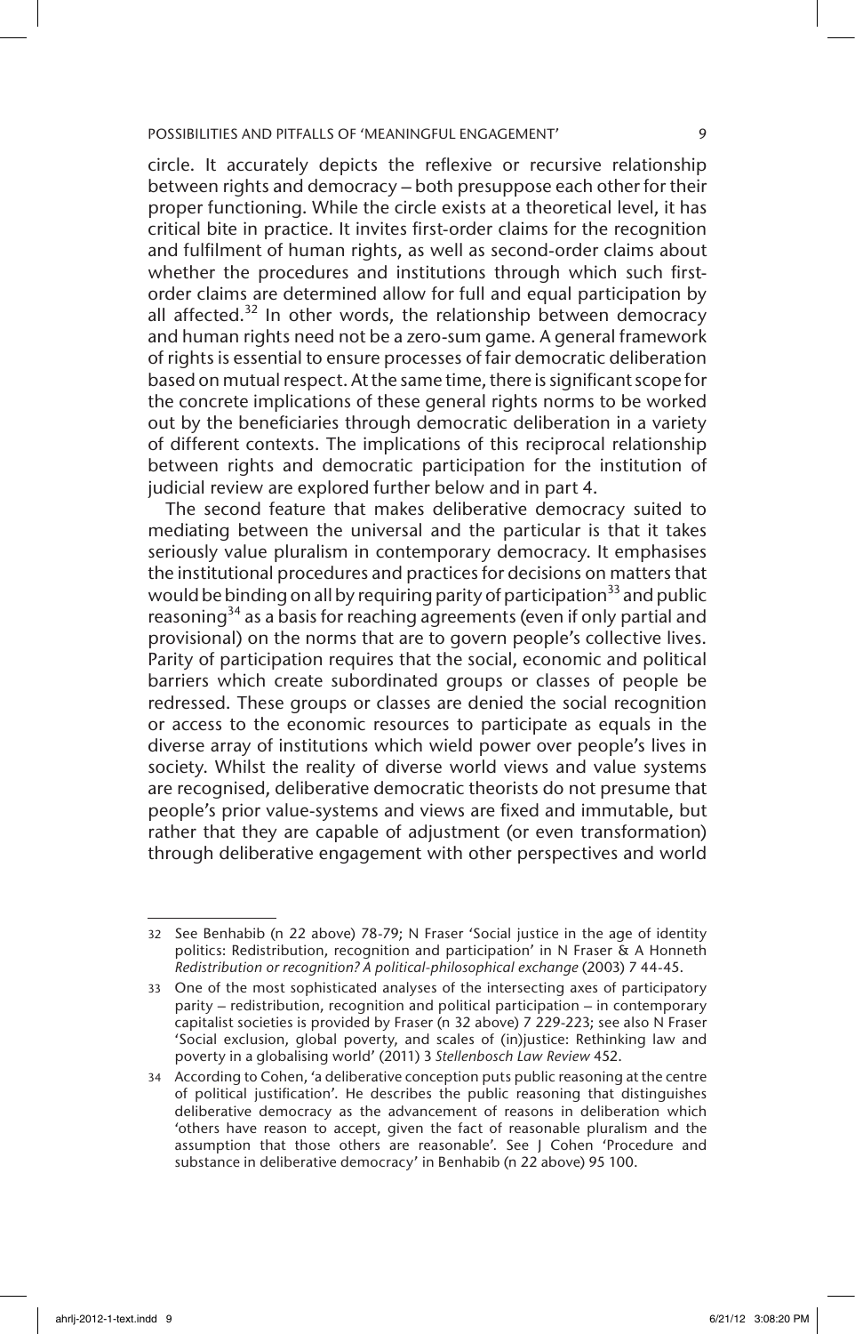circle. It accurately depicts the reflexive or recursive relationship between rights and democracy – both presuppose each other for their proper functioning. While the circle exists at a theoretical level, it has critical bite in practice. It invites first-order claims for the recognition and fulfilment of human rights, as well as second-order claims about whether the procedures and institutions through which such first-order claims are determined allow for full and equal participation by all affected.[32] In other words, the relationship between democracy and human rights need not be a zero-sum game. A general framework of rights is essential to ensure processes of fair democratic deliberation based on mutual respect. At the same time, there is significant scope for the concrete implications of these general rights norms to be worked out by the beneficiaries through democratic deliberation in a variety of different contexts. The implications of this reciprocal relationship between rights and democratic participation for the institution of judicial review are explored further below and in part 4.

The second feature that makes deliberative democracy suited to mediating between the universal and the particular is that it takes seriously value pluralism in contemporary democracy. It emphasises the institutional procedures and practices for decisions on matters that would be binding on all by requiring parity of participation[33] and public reasoning[34] as a basis for reaching agreements (even if only partial and provisional) on the norms that are to govern people's collective lives. Parity of participation requires that the social, economic and political barriers which create subordinated groups or classes of people be redressed. These groups or classes are denied the social recognition or access to the economic resources to participate as equals in the diverse array of institutions which wield power over people's lives in society. Whilst the reality of diverse world views and value systems are recognised, deliberative democratic theorists do not presume that people's prior value-systems and views are fixed and immutable, but rather that they are capable of adjustment (or even transformation) through deliberative engagement with other perspectives and world

---

32 See Benhabib (n 22 above) 78-79; N Fraser 'Social justice in the age of identity politics: Redistribution, recognition and participation' in N Fraser & A Honneth *Redistribution or recognition? A political-philosophical exchange* (2003) 7 44-45.

33 One of the most sophisticated analyses of the intersecting axes of participatory parity – redistribution, recognition and political participation – in contemporary capitalist societies is provided by Fraser (n 32 above) 7 229-223; see also N Fraser 'Social exclusion, global poverty, and scales of (in)justice: Rethinking law and poverty in a globalising world' (2011) 3 *Stellenbosch Law Review* 452.

34 According to Cohen, 'a deliberative conception puts public reasoning at the centre of political justification'. He describes the public reasoning that distinguishes deliberative democracy as the advancement of reasons in deliberation which 'others have reason to accept, given the fact of reasonable pluralism and the assumption that those others are reasonable'. See J Cohen 'Procedure and substance in deliberative democracy' in Benhabib (n 22 above) 95 100.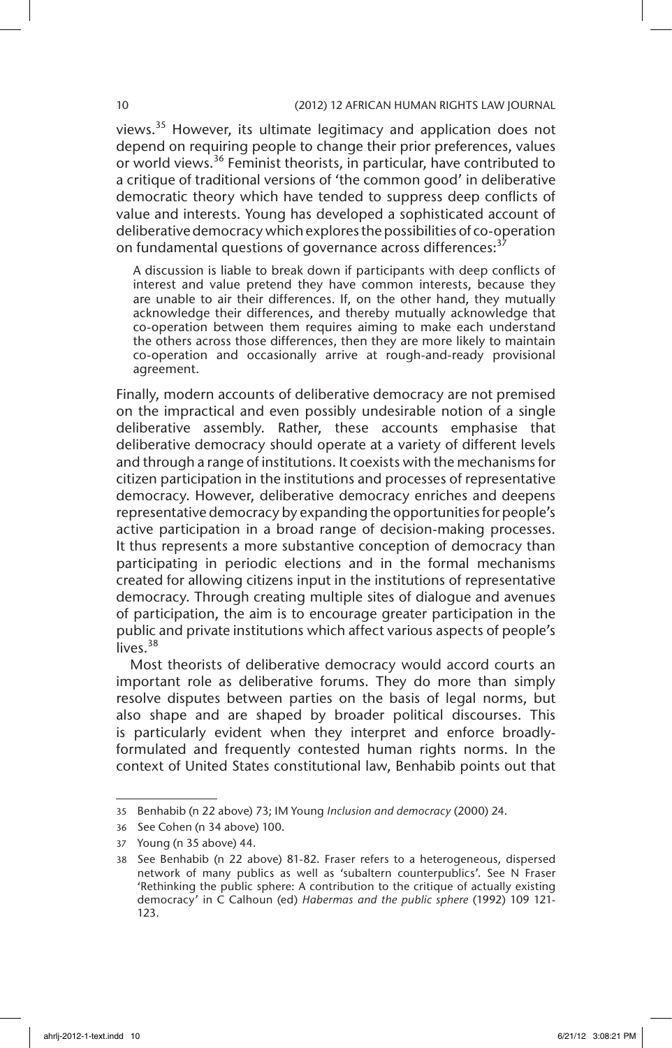views.[35] However, its ultimate legitimacy and application does not depend on requiring people to change their prior preferences, values or world views.[36] Feminist theorists, in particular, have contributed to a critique of traditional versions of 'the common good' in deliberative democratic theory which have tended to suppress deep conflicts of value and interests. Young has developed a sophisticated account of deliberative democracy which explores the possibilities of co-operation on fundamental questions of governance across differences:[37]

> A discussion is liable to break down if participants with deep conflicts of interest and value pretend they have common interests, because they are unable to air their differences. If, on the other hand, they mutually acknowledge their differences, and thereby mutually acknowledge that co-operation between them requires aiming to make each understand the others across those differences, then they are more likely to maintain co-operation and occasionally arrive at rough-and-ready provisional agreement.

Finally, modern accounts of deliberative democracy are not premised on the impractical and even possibly undesirable notion of a single deliberative assembly. Rather, these accounts emphasise that deliberative democracy should operate at a variety of different levels and through a range of institutions. It coexists with the mechanisms for citizen participation in the institutions and processes of representative democracy. However, deliberative democracy enriches and deepens representative democracy by expanding the opportunities for people's active participation in a broad range of decision-making processes. It thus represents a more substantive conception of democracy than participating in periodic elections and in the formal mechanisms created for allowing citizens input in the institutions of representative democracy. Through creating multiple sites of dialogue and avenues of participation, the aim is to encourage greater participation in the public and private institutions which affect various aspects of people's lives.[38]

Most theorists of deliberative democracy would accord courts an important role as deliberative forums. They do more than simply resolve disputes between parties on the basis of legal norms, but also shape and are shaped by broader political discourses. This is particularly evident when they interpret and enforce broadly-formulated and frequently contested human rights norms. In the context of United States constitutional law, Benhabib points out that

---

35 Benhabib (n 22 above) 73; IM Young *Inclusion and democracy* (2000) 24.

36 See Cohen (n 34 above) 100.

37 Young (n 35 above) 44.

38 See Benhabib (n 22 above) 81-82. Fraser refers to a heterogeneous, dispersed network of many publics as well as 'subaltern counterpublics'. See N Fraser 'Rethinking the public sphere: A contribution to the critique of actually existing democracy' in C Calhoun (ed) *Habermas and the public sphere* (1992) 109 121-123.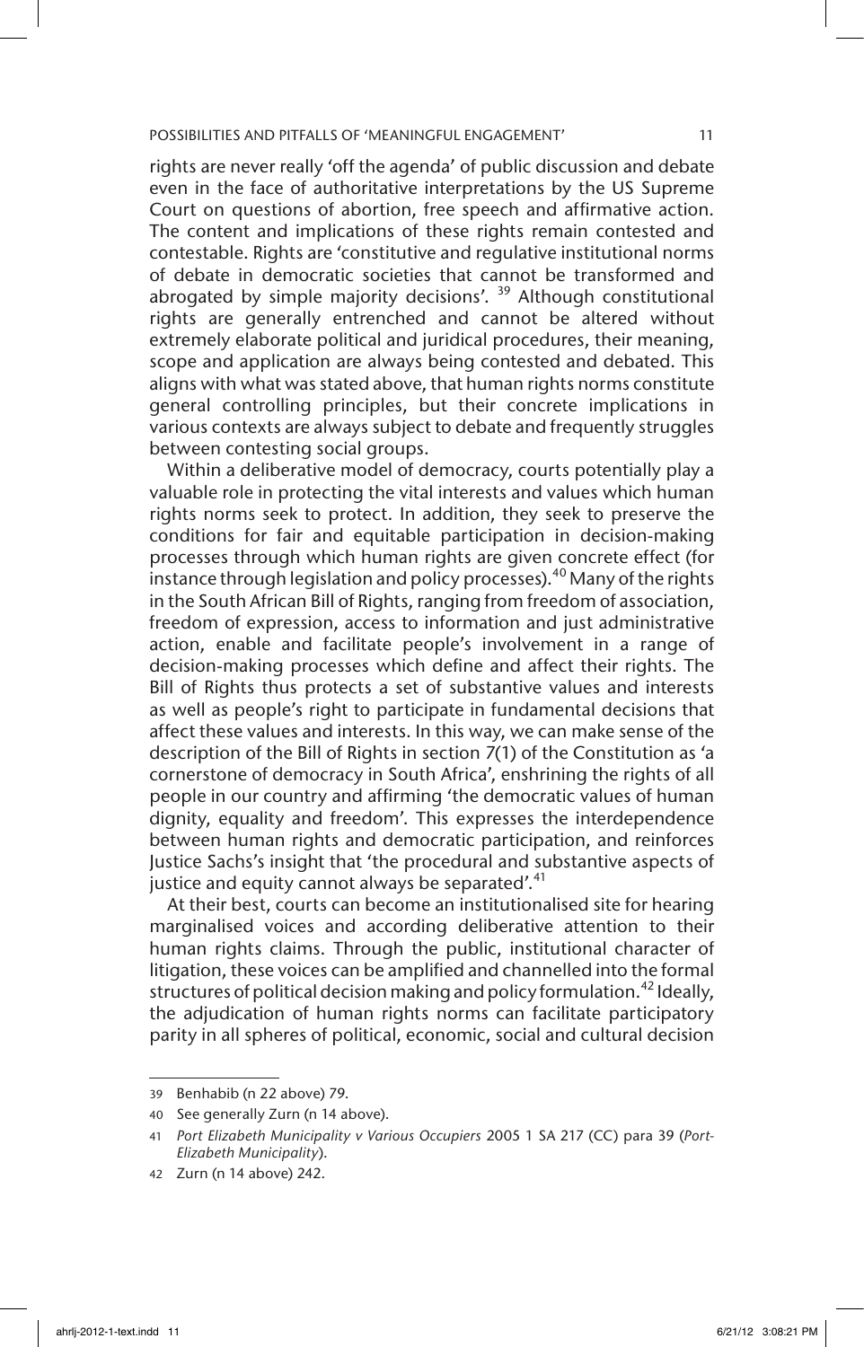rights are never really 'off the agenda' of public discussion and debate even in the face of authoritative interpretations by the US Supreme Court on questions of abortion, free speech and affirmative action. The content and implications of these rights remain contested and contestable. Rights are 'constitutive and regulative institutional norms of debate in democratic societies that cannot be transformed and abrogated by simple majority decisions'. [39] Although constitutional rights are generally entrenched and cannot be altered without extremely elaborate political and juridical procedures, their meaning, scope and application are always being contested and debated. This aligns with what was stated above, that human rights norms constitute general controlling principles, but their concrete implications in various contexts are always subject to debate and frequently struggles between contesting social groups.

Within a deliberative model of democracy, courts potentially play a valuable role in protecting the vital interests and values which human rights norms seek to protect. In addition, they seek to preserve the conditions for fair and equitable participation in decision-making processes through which human rights are given concrete effect (for instance through legislation and policy processes).[40] Many of the rights in the South African Bill of Rights, ranging from freedom of association, freedom of expression, access to information and just administrative action, enable and facilitate people's involvement in a range of decision-making processes which define and affect their rights. The Bill of Rights thus protects a set of substantive values and interests as well as people's right to participate in fundamental decisions that affect these values and interests. In this way, we can make sense of the description of the Bill of Rights in section 7(1) of the Constitution as 'a cornerstone of democracy in South Africa', enshrining the rights of all people in our country and affirming 'the democratic values of human dignity, equality and freedom'. This expresses the interdependence between human rights and democratic participation, and reinforces Justice Sachs's insight that 'the procedural and substantive aspects of justice and equity cannot always be separated'.[41]

At their best, courts can become an institutionalised site for hearing marginalised voices and according deliberative attention to their human rights claims. Through the public, institutional character of litigation, these voices can be amplified and channelled into the formal structures of political decision making and policy formulation.[42] Ideally, the adjudication of human rights norms can facilitate participatory parity in all spheres of political, economic, social and cultural decision

---

39 Benhabib (n 22 above) 79.

40 See generally Zurn (n 14 above).

41 *Port Elizabeth Municipality v Various Occupiers* 2005 1 SA 217 (CC) para 39 (*Port-Elizabeth Municipality*).

42 Zurn (n 14 above) 242.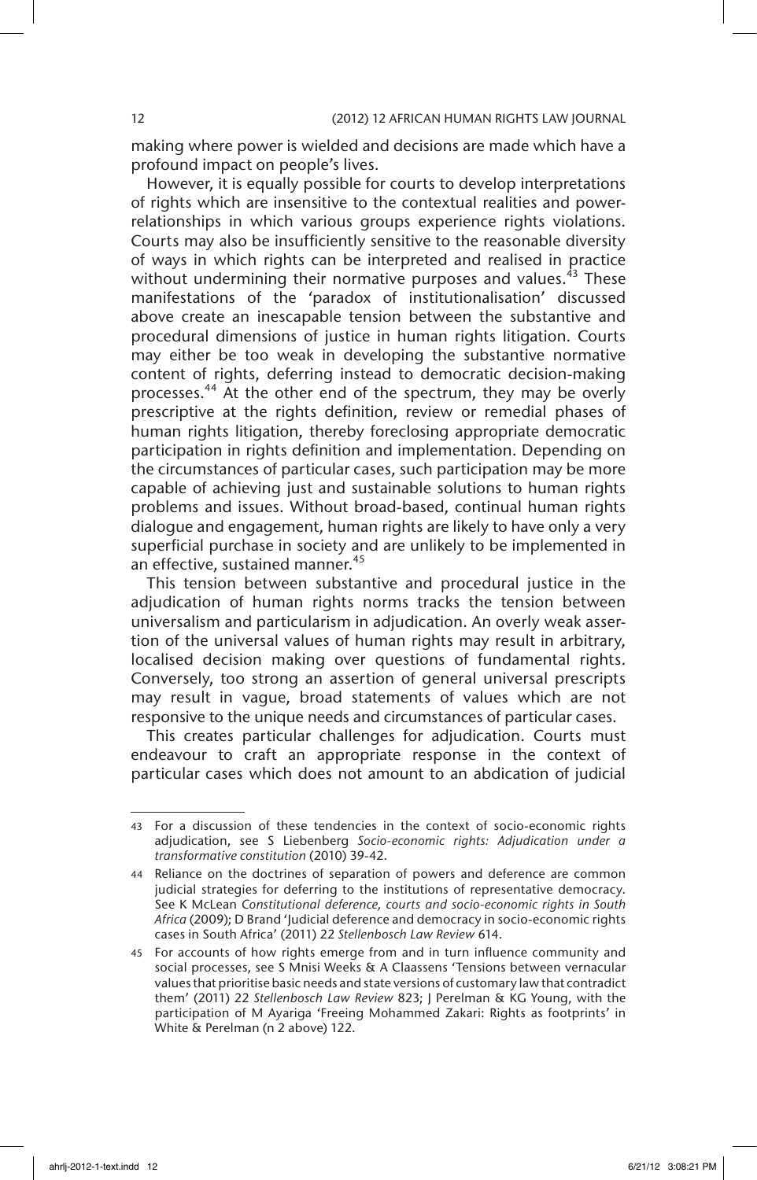making where power is wielded and decisions are made which have a profound impact on people's lives.

However, it is equally possible for courts to develop interpretations of rights which are insensitive to the contextual realities and power-relationships in which various groups experience rights violations. Courts may also be insufficiently sensitive to the reasonable diversity of ways in which rights can be interpreted and realised in practice without undermining their normative purposes and values.[43] These manifestations of the 'paradox of institutionalisation' discussed above create an inescapable tension between the substantive and procedural dimensions of justice in human rights litigation. Courts may either be too weak in developing the substantive normative content of rights, deferring instead to democratic decision-making processes.[44] At the other end of the spectrum, they may be overly prescriptive at the rights definition, review or remedial phases of human rights litigation, thereby foreclosing appropriate democratic participation in rights definition and implementation. Depending on the circumstances of particular cases, such participation may be more capable of achieving just and sustainable solutions to human rights problems and issues. Without broad-based, continual human rights dialogue and engagement, human rights are likely to have only a very superficial purchase in society and are unlikely to be implemented in an effective, sustained manner.[45]

This tension between substantive and procedural justice in the adjudication of human rights norms tracks the tension between universalism and particularism in adjudication. An overly weak assertion of the universal values of human rights may result in arbitrary, localised decision making over questions of fundamental rights. Conversely, too strong an assertion of general universal prescripts may result in vague, broad statements of values which are not responsive to the unique needs and circumstances of particular cases.

This creates particular challenges for adjudication. Courts must endeavour to craft an appropriate response in the context of particular cases which does not amount to an abdication of judicial

---

43 For a discussion of these tendencies in the context of socio-economic rights adjudication, see S Liebenberg *Socio-economic rights: Adjudication under a transformative constitution* (2010) 39-42.

44 Reliance on the doctrines of separation of powers and deference are common judicial strategies for deferring to the institutions of representative democracy. See K McLean *Constitutional deference, courts and socio-economic rights in South Africa* (2009); D Brand 'Judicial deference and democracy in socio-economic rights cases in South Africa' (2011) 22 *Stellenbosch Law Review* 614.

45 For accounts of how rights emerge from and in turn influence community and social processes, see S Mnisi Weeks & A Claassens 'Tensions between vernacular values that prioritise basic needs and state versions of customary law that contradict them' (2011) 22 *Stellenbosch Law Review* 823; J Perelman & KG Young, with the participation of M Ayariga 'Freeing Mohammed Zakari: Rights as footprints' in White & Perelman (n 2 above) 122.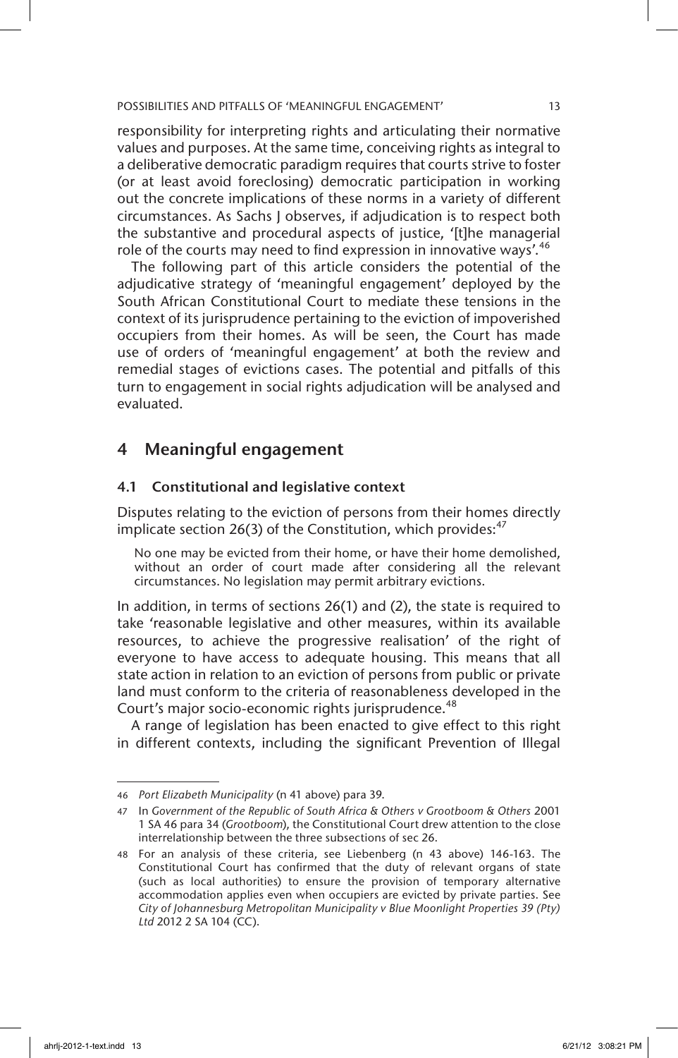responsibility for interpreting rights and articulating their normative values and purposes. At the same time, conceiving rights as integral to a deliberative democratic paradigm requires that courts strive to foster (or at least avoid foreclosing) democratic participation in working out the concrete implications of these norms in a variety of different circumstances. As Sachs J observes, if adjudication is to respect both the substantive and procedural aspects of justice, '[t]he managerial role of the courts may need to find expression in innovative ways'.[46]

The following part of this article considers the potential of the adjudicative strategy of 'meaningful engagement' deployed by the South African Constitutional Court to mediate these tensions in the context of its jurisprudence pertaining to the eviction of impoverished occupiers from their homes. As will be seen, the Court has made use of orders of 'meaningful engagement' at both the review and remedial stages of evictions cases. The potential and pitfalls of this turn to engagement in social rights adjudication will be analysed and evaluated.

## 4 Meaningful engagement

### 4.1 Constitutional and legislative context

Disputes relating to the eviction of persons from their homes directly implicate section 26(3) of the Constitution, which provides:[47]

> No one may be evicted from their home, or have their home demolished, without an order of court made after considering all the relevant circumstances. No legislation may permit arbitrary evictions.

In addition, in terms of sections 26(1) and (2), the state is required to take 'reasonable legislative and other measures, within its available resources, to achieve the progressive realisation' of the right of everyone to have access to adequate housing. This means that all state action in relation to an eviction of persons from public or private land must conform to the criteria of reasonableness developed in the Court's major socio-economic rights jurisprudence.[48]

A range of legislation has been enacted to give effect to this right in different contexts, including the significant Prevention of Illegal

---

46 *Port Elizabeth Municipality* (n 41 above) para 39.

47 In *Government of the Republic of South Africa & Others v Grootboom & Others* 2001 1 SA 46 para 34 (*Grootboom*), the Constitutional Court drew attention to the close interrelationship between the three subsections of sec 26.

48 For an analysis of these criteria, see Liebenberg (n 43 above) 146-163. The Constitutional Court has confirmed that the duty of relevant organs of state (such as local authorities) to ensure the provision of temporary alternative accommodation applies even when occupiers are evicted by private parties. See *City of Johannesburg Metropolitan Municipality v Blue Moonlight Properties 39 (Pty) Ltd* 2012 2 SA 104 (CC).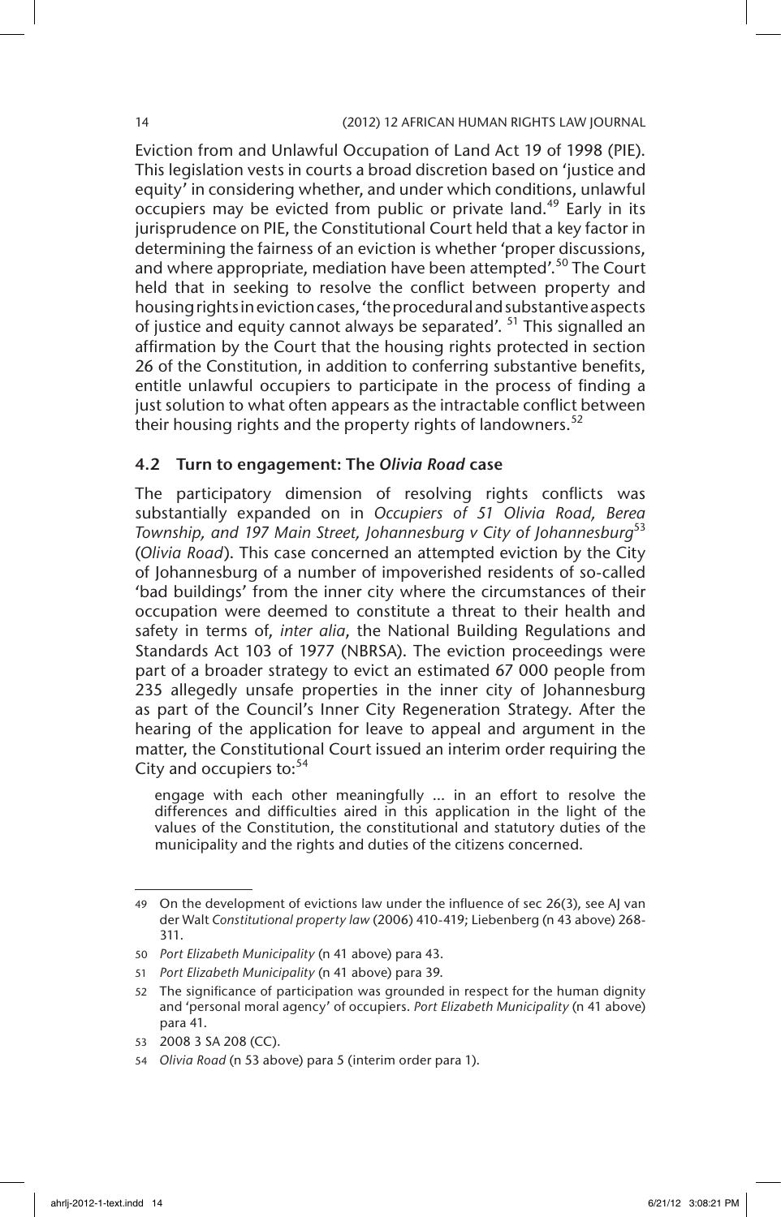Eviction from and Unlawful Occupation of Land Act 19 of 1998 (PIE). This legislation vests in courts a broad discretion based on 'justice and equity' in considering whether, and under which conditions, unlawful occupiers may be evicted from public or private land.[49] Early in its jurisprudence on PIE, the Constitutional Court held that a key factor in determining the fairness of an eviction is whether 'proper discussions, and where appropriate, mediation have been attempted'.[50] The Court held that in seeking to resolve the conflict between property and housing rights in eviction cases, 'the procedural and substantive aspects of justice and equity cannot always be separated'. [51] This signalled an affirmation by the Court that the housing rights protected in section 26 of the Constitution, in addition to conferring substantive benefits, entitle unlawful occupiers to participate in the process of finding a just solution to what often appears as the intractable conflict between their housing rights and the property rights of landowners.[52]

### 4.2 Turn to engagement: The *Olivia Road* case

The participatory dimension of resolving rights conflicts was substantially expanded on in *Occupiers of 51 Olivia Road, Berea Township, and 197 Main Street, Johannesburg v City of Johannesburg*[53] (*Olivia Road*). This case concerned an attempted eviction by the City of Johannesburg of a number of impoverished residents of so-called 'bad buildings' from the inner city where the circumstances of their occupation were deemed to constitute a threat to their health and safety in terms of, *inter alia*, the National Building Regulations and Standards Act 103 of 1977 (NBRSA). The eviction proceedings were part of a broader strategy to evict an estimated 67 000 people from 235 allegedly unsafe properties in the inner city of Johannesburg as part of the Council's Inner City Regeneration Strategy. After the hearing of the application for leave to appeal and argument in the matter, the Constitutional Court issued an interim order requiring the City and occupiers to:[54]

> engage with each other meaningfully ... in an effort to resolve the differences and difficulties aired in this application in the light of the values of the Constitution, the constitutional and statutory duties of the municipality and the rights and duties of the citizens concerned.

---

49 On the development of evictions law under the influence of sec 26(3), see AJ van der Walt *Constitutional property law* (2006) 410-419; Liebenberg (n 43 above) 268-311.

50 *Port Elizabeth Municipality* (n 41 above) para 43.

51 *Port Elizabeth Municipality* (n 41 above) para 39.

52 The significance of participation was grounded in respect for the human dignity and 'personal moral agency' of occupiers. *Port Elizabeth Municipality* (n 41 above) para 41.

53 2008 3 SA 208 (CC).

54 *Olivia Road* (n 53 above) para 5 (interim order para 1).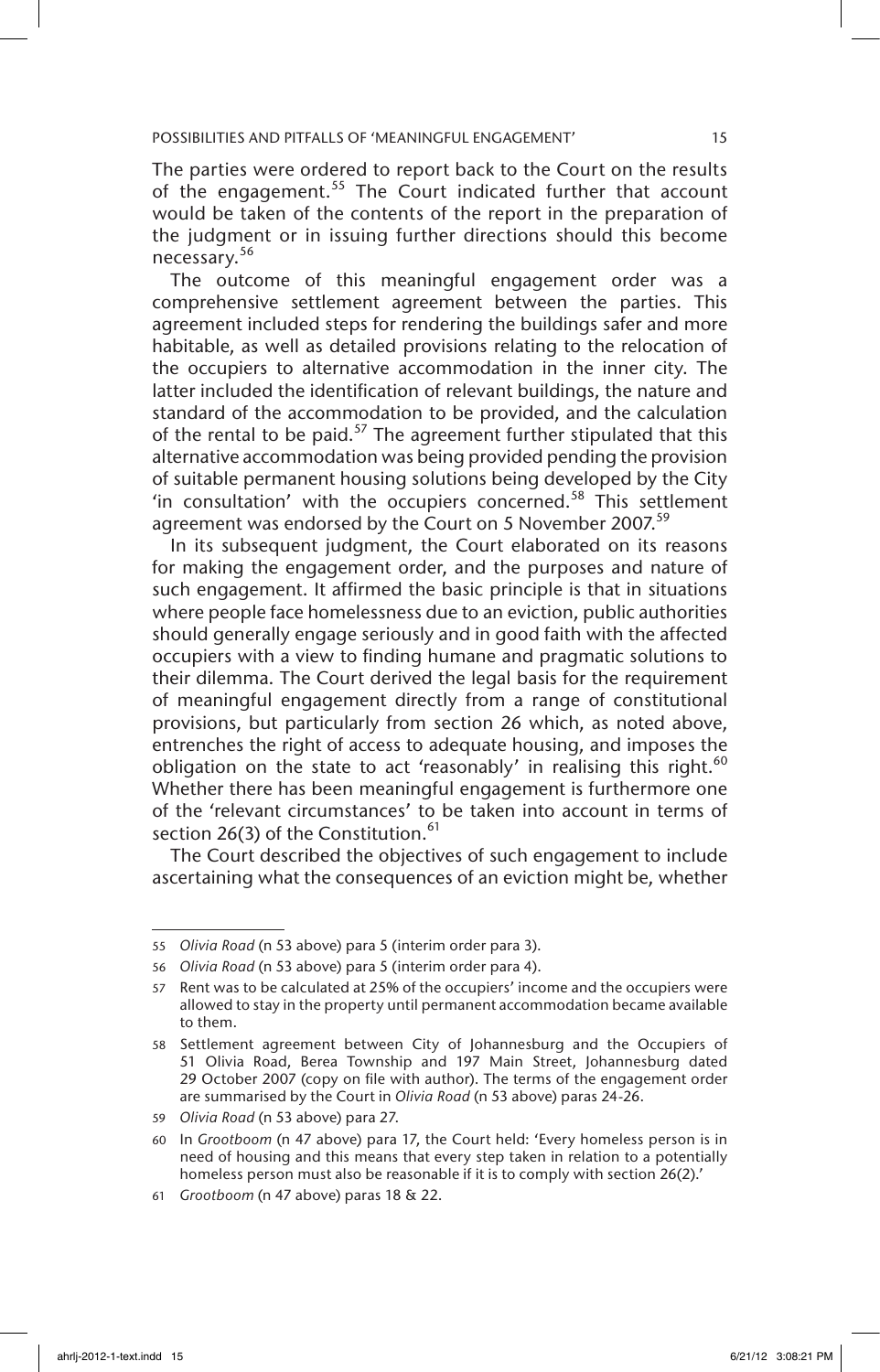The parties were ordered to report back to the Court on the results of the engagement.[55] The Court indicated further that account would be taken of the contents of the report in the preparation of the judgment or in issuing further directions should this become necessary.[56]

The outcome of this meaningful engagement order was a comprehensive settlement agreement between the parties. This agreement included steps for rendering the buildings safer and more habitable, as well as detailed provisions relating to the relocation of the occupiers to alternative accommodation in the inner city. The latter included the identification of relevant buildings, the nature and standard of the accommodation to be provided, and the calculation of the rental to be paid.[57] The agreement further stipulated that this alternative accommodation was being provided pending the provision of suitable permanent housing solutions being developed by the City 'in consultation' with the occupiers concerned.[58] This settlement agreement was endorsed by the Court on 5 November 2007.[59]

In its subsequent judgment, the Court elaborated on its reasons for making the engagement order, and the purposes and nature of such engagement. It affirmed the basic principle is that in situations where people face homelessness due to an eviction, public authorities should generally engage seriously and in good faith with the affected occupiers with a view to finding humane and pragmatic solutions to their dilemma. The Court derived the legal basis for the requirement of meaningful engagement directly from a range of constitutional provisions, but particularly from section 26 which, as noted above, entrenches the right of access to adequate housing, and imposes the obligation on the state to act 'reasonably' in realising this right.[60] Whether there has been meaningful engagement is furthermore one of the 'relevant circumstances' to be taken into account in terms of section 26(3) of the Constitution.[61]

The Court described the objectives of such engagement to include ascertaining what the consequences of an eviction might be, whether

---

55 *Olivia Road* (n 53 above) para 5 (interim order para 3).

56 *Olivia Road* (n 53 above) para 5 (interim order para 4).

57 Rent was to be calculated at 25% of the occupiers' income and the occupiers were allowed to stay in the property until permanent accommodation became available to them.

58 Settlement agreement between City of Johannesburg and the Occupiers of 51 Olivia Road, Berea Township and 197 Main Street, Johannesburg dated 29 October 2007 (copy on file with author). The terms of the engagement order are summarised by the Court in *Olivia Road* (n 53 above) paras 24-26.

59 *Olivia Road* (n 53 above) para 27.

60 In *Grootboom* (n 47 above) para 17, the Court held: 'Every homeless person is in need of housing and this means that every step taken in relation to a potentially homeless person must also be reasonable if it is to comply with section 26(2).'

61 *Grootboom* (n 47 above) paras 18 & 22.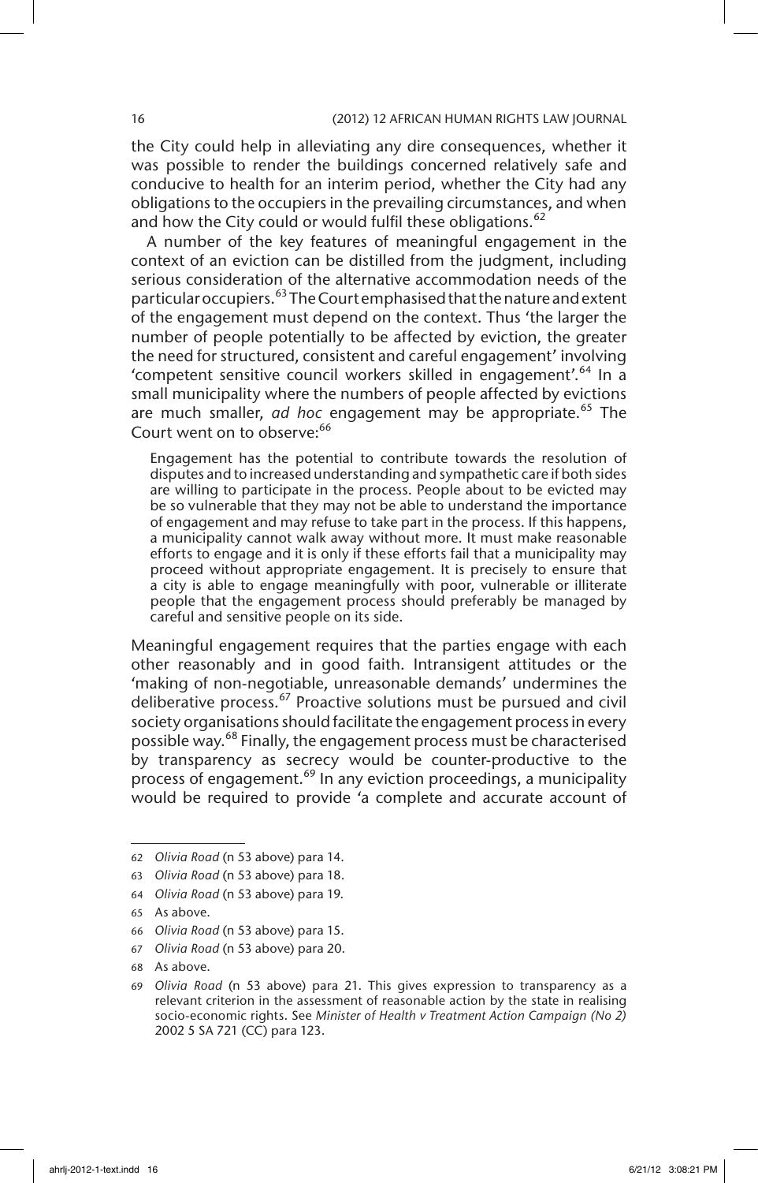the City could help in alleviating any dire consequences, whether it was possible to render the buildings concerned relatively safe and conducive to health for an interim period, whether the City had any obligations to the occupiers in the prevailing circumstances, and when and how the City could or would fulfil these obligations.[62]

A number of the key features of meaningful engagement in the context of an eviction can be distilled from the judgment, including serious consideration of the alternative accommodation needs of the particular occupiers.[63] The Court emphasised that the nature and extent of the engagement must depend on the context. Thus 'the larger the number of people potentially to be affected by eviction, the greater the need for structured, consistent and careful engagement' involving 'competent sensitive council workers skilled in engagement'.[64] In a small municipality where the numbers of people affected by evictions are much smaller, *ad hoc* engagement may be appropriate.[65] The Court went on to observe:[66]

> Engagement has the potential to contribute towards the resolution of disputes and to increased understanding and sympathetic care if both sides are willing to participate in the process. People about to be evicted may be so vulnerable that they may not be able to understand the importance of engagement and may refuse to take part in the process. If this happens, a municipality cannot walk away without more. It must make reasonable efforts to engage and it is only if these efforts fail that a municipality may proceed without appropriate engagement. It is precisely to ensure that a city is able to engage meaningfully with poor, vulnerable or illiterate people that the engagement process should preferably be managed by careful and sensitive people on its side.

Meaningful engagement requires that the parties engage with each other reasonably and in good faith. Intransigent attitudes or the 'making of non-negotiable, unreasonable demands' undermines the deliberative process.[67] Proactive solutions must be pursued and civil society organisations should facilitate the engagement process in every possible way.[68] Finally, the engagement process must be characterised by transparency as secrecy would be counter-productive to the process of engagement.[69] In any eviction proceedings, a municipality would be required to provide 'a complete and accurate account of

---

62 *Olivia Road* (n 53 above) para 14.

63 *Olivia Road* (n 53 above) para 18.

64 *Olivia Road* (n 53 above) para 19.

65 As above.

66 *Olivia Road* (n 53 above) para 15.

67 *Olivia Road* (n 53 above) para 20.

68 As above.

69 *Olivia Road* (n 53 above) para 21. This gives expression to transparency as a relevant criterion in the assessment of reasonable action by the state in realising socio-economic rights. See *Minister of Health v Treatment Action Campaign (No 2)* 2002 5 SA 721 (CC) para 123.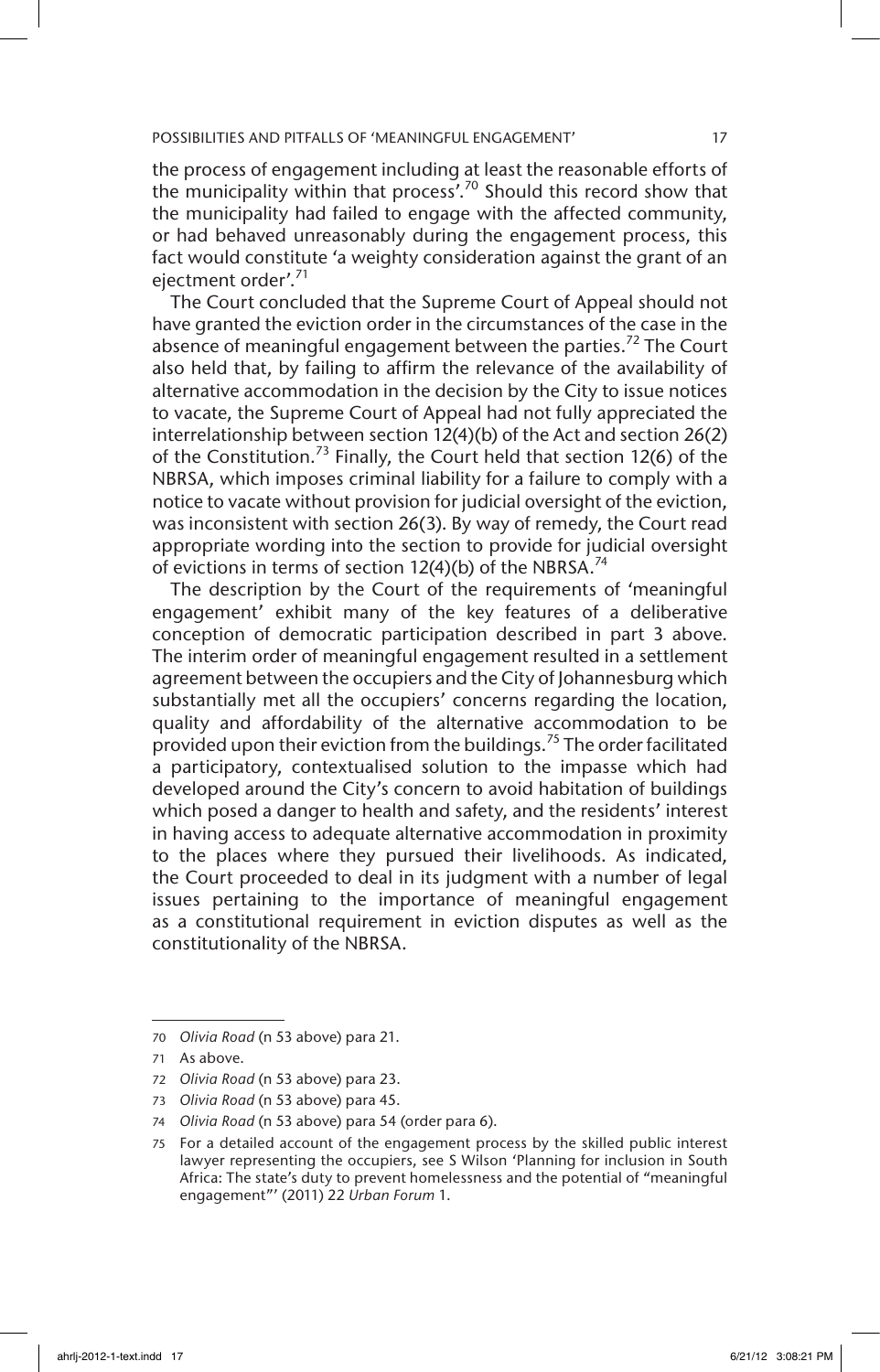the process of engagement including at least the reasonable efforts of the municipality within that process'.[70] Should this record show that the municipality had failed to engage with the affected community, or had behaved unreasonably during the engagement process, this fact would constitute 'a weighty consideration against the grant of an ejectment order'.[71]

The Court concluded that the Supreme Court of Appeal should not have granted the eviction order in the circumstances of the case in the absence of meaningful engagement between the parties.[72] The Court also held that, by failing to affirm the relevance of the availability of alternative accommodation in the decision by the City to issue notices to vacate, the Supreme Court of Appeal had not fully appreciated the interrelationship between section 12(4)(b) of the Act and section 26(2) of the Constitution.[73] Finally, the Court held that section 12(6) of the NBRSA, which imposes criminal liability for a failure to comply with a notice to vacate without provision for judicial oversight of the eviction, was inconsistent with section 26(3). By way of remedy, the Court read appropriate wording into the section to provide for judicial oversight of evictions in terms of section 12(4)(b) of the NBRSA.[74]

The description by the Court of the requirements of 'meaningful engagement' exhibit many of the key features of a deliberative conception of democratic participation described in part 3 above. The interim order of meaningful engagement resulted in a settlement agreement between the occupiers and the City of Johannesburg which substantially met all the occupiers' concerns regarding the location, quality and affordability of the alternative accommodation to be provided upon their eviction from the buildings.[75] The order facilitated a participatory, contextualised solution to the impasse which had developed around the City's concern to avoid habitation of buildings which posed a danger to health and safety, and the residents' interest in having access to adequate alternative accommodation in proximity to the places where they pursued their livelihoods. As indicated, the Court proceeded to deal in its judgment with a number of legal issues pertaining to the importance of meaningful engagement as a constitutional requirement in eviction disputes as well as the constitutionality of the NBRSA.

---

70 *Olivia Road* (n 53 above) para 21.

71 As above.

72 *Olivia Road* (n 53 above) para 23.

73 *Olivia Road* (n 53 above) para 45.

74 *Olivia Road* (n 53 above) para 54 (order para 6).

75 For a detailed account of the engagement process by the skilled public interest lawyer representing the occupiers, see S Wilson 'Planning for inclusion in South Africa: The state's duty to prevent homelessness and the potential of "meaningful engagement"' (2011) 22 *Urban Forum* 1.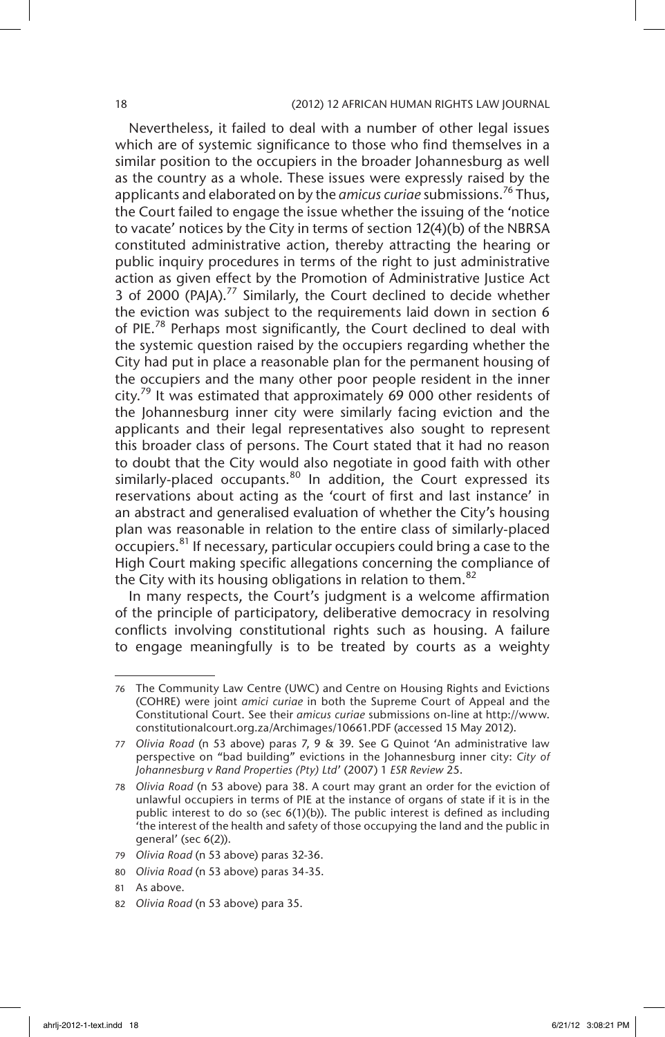Nevertheless, it failed to deal with a number of other legal issues which are of systemic significance to those who find themselves in a similar position to the occupiers in the broader Johannesburg as well as the country as a whole. These issues were expressly raised by the applicants and elaborated on by the *amicus curiae* submissions.[76] Thus, the Court failed to engage the issue whether the issuing of the 'notice to vacate' notices by the City in terms of section 12(4)(b) of the NBRSA constituted administrative action, thereby attracting the hearing or public inquiry procedures in terms of the right to just administrative action as given effect by the Promotion of Administrative Justice Act 3 of 2000 (PAJA).[77] Similarly, the Court declined to decide whether the eviction was subject to the requirements laid down in section 6 of PIE.[78] Perhaps most significantly, the Court declined to deal with the systemic question raised by the occupiers regarding whether the City had put in place a reasonable plan for the permanent housing of the occupiers and the many other poor people resident in the inner city.[79] It was estimated that approximately 69 000 other residents of the Johannesburg inner city were similarly facing eviction and the applicants and their legal representatives also sought to represent this broader class of persons. The Court stated that it had no reason to doubt that the City would also negotiate in good faith with other similarly-placed occupants.[80] In addition, the Court expressed its reservations about acting as the 'court of first and last instance' in an abstract and generalised evaluation of whether the City's housing plan was reasonable in relation to the entire class of similarly-placed occupiers.[81] If necessary, particular occupiers could bring a case to the High Court making specific allegations concerning the compliance of the City with its housing obligations in relation to them.[82]

In many respects, the Court's judgment is a welcome affirmation of the principle of participatory, deliberative democracy in resolving conflicts involving constitutional rights such as housing. A failure to engage meaningfully is to be treated by courts as a weighty

---

76 The Community Law Centre (UWC) and Centre on Housing Rights and Evictions (COHRE) were joint *amici curiae* in both the Supreme Court of Appeal and the Constitutional Court. See their *amicus curiae* submissions on-line at http://www.constitutionalcourt.org.za/Archimages/10661.PDF (accessed 15 May 2012).

77 *Olivia Road* (n 53 above) paras 7, 9 & 39. See G Quinot 'An administrative law perspective on "bad building" evictions in the Johannesburg inner city: *City of Johannesburg v Rand Properties (Pty) Ltd*' (2007) 1 *ESR Review* 25.

78 *Olivia Road* (n 53 above) para 38. A court may grant an order for the eviction of unlawful occupiers in terms of PIE at the instance of organs of state if it is in the public interest to do so (sec 6(1)(b)). The public interest is defined as including 'the interest of the health and safety of those occupying the land and the public in general' (sec 6(2)).

79 *Olivia Road* (n 53 above) paras 32-36.

80 *Olivia Road* (n 53 above) paras 34-35.

81 As above.

82 *Olivia Road* (n 53 above) para 35.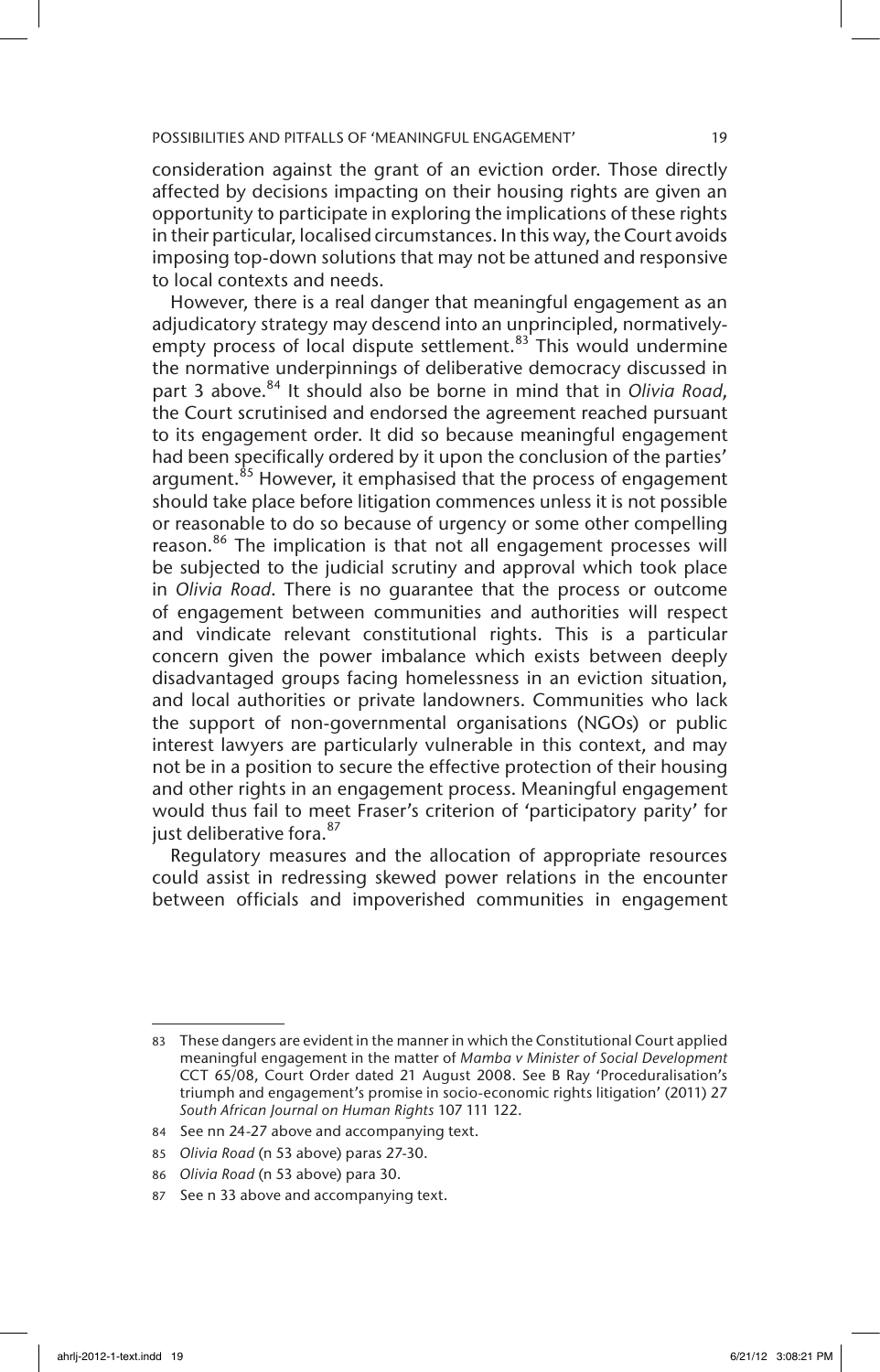consideration against the grant of an eviction order. Those directly affected by decisions impacting on their housing rights are given an opportunity to participate in exploring the implications of these rights in their particular, localised circumstances. In this way, the Court avoids imposing top-down solutions that may not be attuned and responsive to local contexts and needs.

However, there is a real danger that meaningful engagement as an adjudicatory strategy may descend into an unprincipled, normatively-empty process of local dispute settlement.[83] This would undermine the normative underpinnings of deliberative democracy discussed in part 3 above.[84] It should also be borne in mind that in *Olivia Road*, the Court scrutinised and endorsed the agreement reached pursuant to its engagement order. It did so because meaningful engagement had been specifically ordered by it upon the conclusion of the parties' argument.[85] However, it emphasised that the process of engagement should take place before litigation commences unless it is not possible or reasonable to do so because of urgency or some other compelling reason.[86] The implication is that not all engagement processes will be subjected to the judicial scrutiny and approval which took place in *Olivia Road*. There is no guarantee that the process or outcome of engagement between communities and authorities will respect and vindicate relevant constitutional rights. This is a particular concern given the power imbalance which exists between deeply disadvantaged groups facing homelessness in an eviction situation, and local authorities or private landowners. Communities who lack the support of non-governmental organisations (NGOs) or public interest lawyers are particularly vulnerable in this context, and may not be in a position to secure the effective protection of their housing and other rights in an engagement process. Meaningful engagement would thus fail to meet Fraser's criterion of 'participatory parity' for just deliberative fora.[87]

Regulatory measures and the allocation of appropriate resources could assist in redressing skewed power relations in the encounter between officials and impoverished communities in engagement

---

83 These dangers are evident in the manner in which the Constitutional Court applied meaningful engagement in the matter of *Mamba v Minister of Social Development* CCT 65/08, Court Order dated 21 August 2008. See B Ray 'Proceduralisation's triumph and engagement's promise in socio-economic rights litigation' (2011) 27 *South African Journal on Human Rights* 107 111 122.

84 See nn 24-27 above and accompanying text.

85 *Olivia Road* (n 53 above) paras 27-30.

86 *Olivia Road* (n 53 above) para 30.

87 See n 33 above and accompanying text.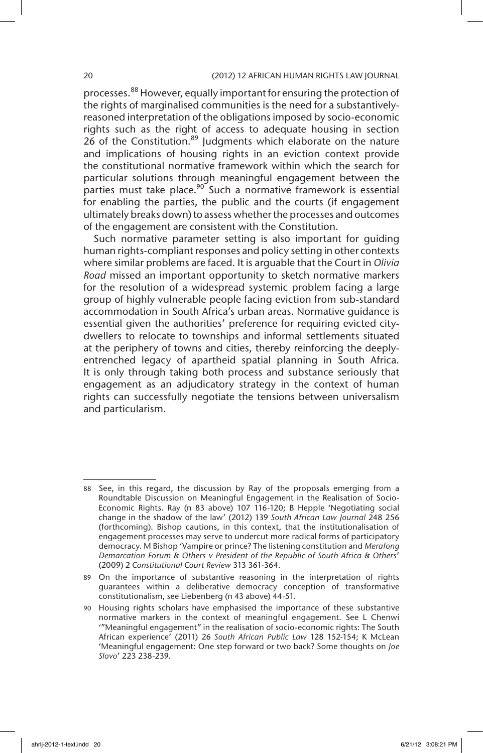processes.[88] However, equally important for ensuring the protection of the rights of marginalised communities is the need for a substantively-reasoned interpretation of the obligations imposed by socio-economic rights such as the right of access to adequate housing in section 26 of the Constitution.[89] Judgments which elaborate on the nature and implications of housing rights in an eviction context provide the constitutional normative framework within which the search for particular solutions through meaningful engagement between the parties must take place.[90] Such a normative framework is essential for enabling the parties, the public and the courts (if engagement ultimately breaks down) to assess whether the processes and outcomes of the engagement are consistent with the Constitution.

Such normative parameter setting is also important for guiding human rights-compliant responses and policy setting in other contexts where similar problems are faced. It is arguable that the Court in *Olivia Road* missed an important opportunity to sketch normative markers for the resolution of a widespread systemic problem facing a large group of highly vulnerable people facing eviction from sub-standard accommodation in South Africa's urban areas. Normative guidance is essential given the authorities' preference for requiring evicted city-dwellers to relocate to townships and informal settlements situated at the periphery of towns and cities, thereby reinforcing the deeply-entrenched legacy of apartheid spatial planning in South Africa. It is only through taking both process and substance seriously that engagement as an adjudicatory strategy in the context of human rights can successfully negotiate the tensions between universalism and particularism.

---

88 See, in this regard, the discussion by Ray of the proposals emerging from a Roundtable Discussion on Meaningful Engagement in the Realisation of Socio-Economic Rights. Ray (n 83 above) 107 116-120; B Hepple 'Negotiating social change in the shadow of the law' (2012) 139 *South African Law Journal* 248 256 (forthcoming). Bishop cautions, in this context, that the institutionalisation of engagement processes may serve to undercut more radical forms of participatory democracy. M Bishop 'Vampire or prince? The listening constitution and *Merafong Demarcation Forum & Others v President of the Republic of South Africa & Others*' (2009) 2 *Constitutional Court Review* 313 361-364.

89 On the importance of substantive reasoning in the interpretation of rights guarantees within a deliberative democracy conception of transformative constitutionalism, see Liebenberg (n 43 above) 44-51.

90 Housing rights scholars have emphasised the importance of these substantive normative markers in the context of meaningful engagement. See L Chenwi '"Meaningful engagement" in the realisation of socio-economic rights: The South African experience' (2011) 26 *South African Public Law* 128 152-154; K McLean 'Meaningful engagement: One step forward or two back? Some thoughts on *Joe Slovo*' 223 238-239.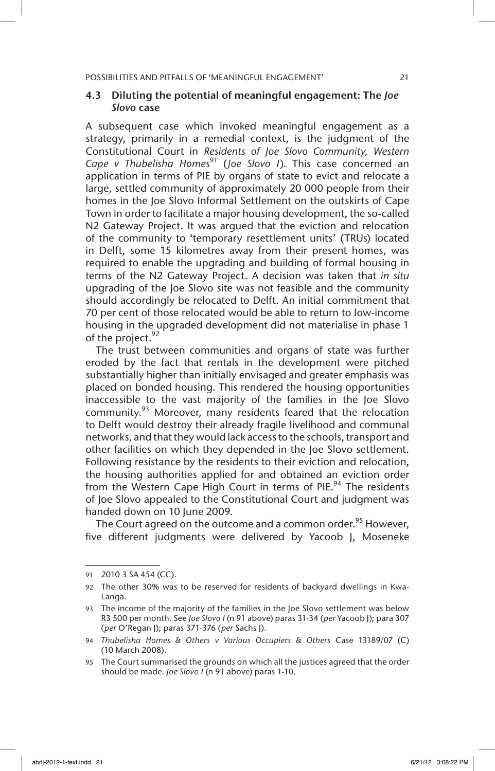### 4.3 Diluting the potential of meaningful engagement: The *Joe Slovo* case

A subsequent case which invoked meaningful engagement as a strategy, primarily in a remedial context, is the judgment of the Constitutional Court in *Residents of Joe Slovo Community, Western Cape v Thubelisha Homes*[91] (*Joe Slovo I*). This case concerned an application in terms of PIE by organs of state to evict and relocate a large, settled community of approximately 20 000 people from their homes in the Joe Slovo Informal Settlement on the outskirts of Cape Town in order to facilitate a major housing development, the so-called N2 Gateway Project. It was argued that the eviction and relocation of the community to 'temporary resettlement units' (TRUs) located in Delft, some 15 kilometres away from their present homes, was required to enable the upgrading and building of formal housing in terms of the N2 Gateway Project. A decision was taken that *in situ* upgrading of the Joe Slovo site was not feasible and the community should accordingly be relocated to Delft. An initial commitment that 70 per cent of those relocated would be able to return to low-income housing in the upgraded development did not materialise in phase 1 of the project.[92]

The trust between communities and organs of state was further eroded by the fact that rentals in the development were pitched substantially higher than initially envisaged and greater emphasis was placed on bonded housing. This rendered the housing opportunities inaccessible to the vast majority of the families in the Joe Slovo community.[93] Moreover, many residents feared that the relocation to Delft would destroy their already fragile livelihood and communal networks, and that they would lack access to the schools, transport and other facilities on which they depended in the Joe Slovo settlement. Following resistance by the residents to their eviction and relocation, the housing authorities applied for and obtained an eviction order from the Western Cape High Court in terms of PIE.[94] The residents of Joe Slovo appealed to the Constitutional Court and judgment was handed down on 10 June 2009.

The Court agreed on the outcome and a common order.[95] However, five different judgments were delivered by Yacoob J, Moseneke

---

91 2010 3 SA 454 (CC).

92 The other 30% was to be reserved for residents of backyard dwellings in Kwa-Langa.

93 The income of the majority of the families in the Joe Slovo settlement was below R3 500 per month. See *Joe Slovo I* (n 91 above) paras 31-34 (*per* Yacoob J); para 307 (*per* O'Regan J); paras 371-376 (*per* Sachs J).

94 *Thubelisha Homes & Others v Various Occupiers & Others* Case 13189/07 (C) (10 March 2008).

95 The Court summarised the grounds on which all the justices agreed that the order should be made. *Joe Slovo I* (n 91 above) paras 1-10.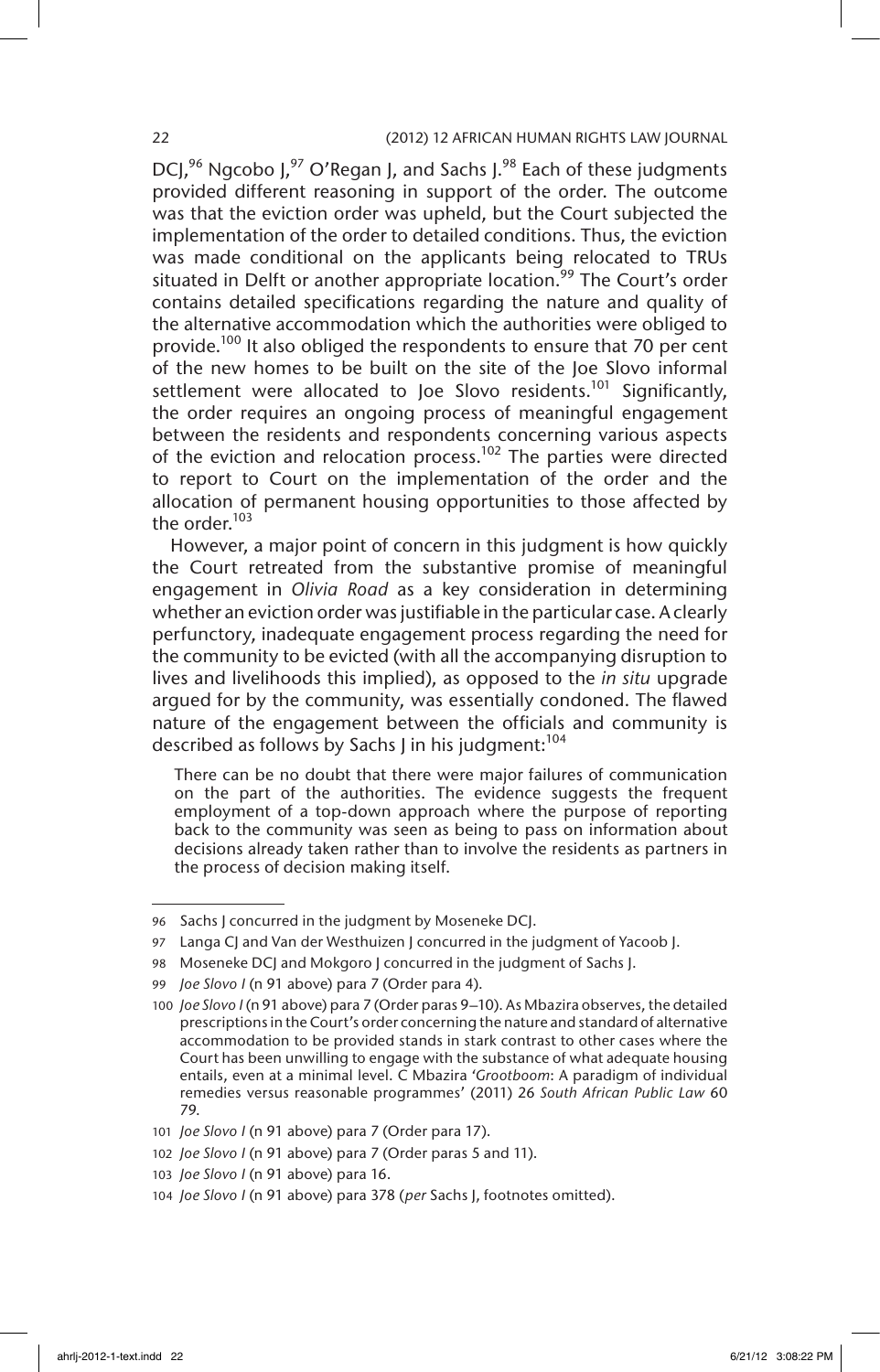DCJ,[96] Ngcobo J,[97] O'Regan J, and Sachs J.[98] Each of these judgments provided different reasoning in support of the order. The outcome was that the eviction order was upheld, but the Court subjected the implementation of the order to detailed conditions. Thus, the eviction was made conditional on the applicants being relocated to TRUs situated in Delft or another appropriate location.[99] The Court's order contains detailed specifications regarding the nature and quality of the alternative accommodation which the authorities were obliged to provide.[100] It also obliged the respondents to ensure that 70 per cent of the new homes to be built on the site of the Joe Slovo informal settlement were allocated to Joe Slovo residents.[101] Significantly, the order requires an ongoing process of meaningful engagement between the residents and respondents concerning various aspects of the eviction and relocation process.[102] The parties were directed to report to Court on the implementation of the order and the allocation of permanent housing opportunities to those affected by the order.[103]

However, a major point of concern in this judgment is how quickly the Court retreated from the substantive promise of meaningful engagement in *Olivia Road* as a key consideration in determining whether an eviction order was justifiable in the particular case. A clearly perfunctory, inadequate engagement process regarding the need for the community to be evicted (with all the accompanying disruption to lives and livelihoods this implied), as opposed to the *in situ* upgrade argued for by the community, was essentially condoned. The flawed nature of the engagement between the officials and community is described as follows by Sachs J in his judgment:[104]

> There can be no doubt that there were major failures of communication on the part of the authorities. The evidence suggests the frequent employment of a top-down approach where the purpose of reporting back to the community was seen as being to pass on information about decisions already taken rather than to involve the residents as partners in the process of decision making itself.

---

96 Sachs J concurred in the judgment by Moseneke DCJ.

97 Langa CJ and Van der Westhuizen J concurred in the judgment of Yacoob J.

98 Moseneke DCJ and Mokgoro J concurred in the judgment of Sachs J.

99 *Joe Slovo I* (n 91 above) para 7 (Order para 4).

100 *Joe Slovo I* (n 91 above) para 7 (Order paras 9–10). As Mbazira observes, the detailed prescriptions in the Court's order concerning the nature and standard of alternative accommodation to be provided stands in stark contrast to other cases where the Court has been unwilling to engage with the substance of what adequate housing entails, even at a minimal level. C Mbazira '*Grootboom*: A paradigm of individual remedies versus reasonable programmes' (2011) 26 *South African Public Law* 60 79.

101 *Joe Slovo I* (n 91 above) para 7 (Order para 17).

102 *Joe Slovo I* (n 91 above) para 7 (Order paras 5 and 11).

103 *Joe Slovo I* (n 91 above) para 16.

104 *Joe Slovo I* (n 91 above) para 378 (*per* Sachs J, footnotes omitted).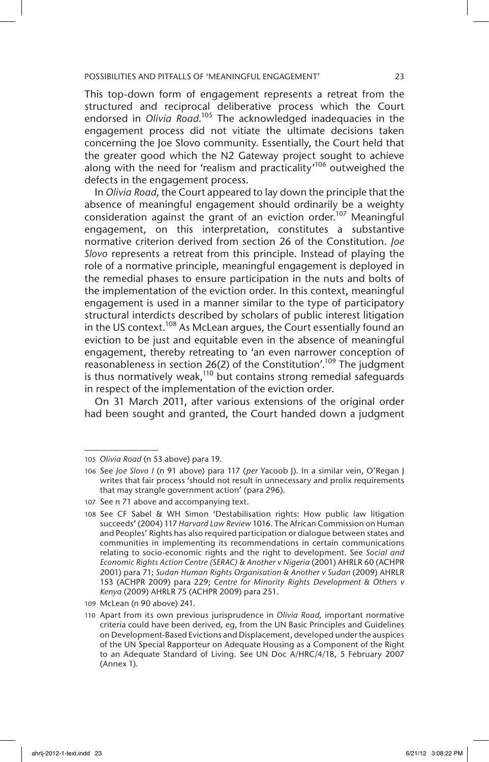This top-down form of engagement represents a retreat from the structured and reciprocal deliberative process which the Court endorsed in *Olivia Road*.[105] The acknowledged inadequacies in the engagement process did not vitiate the ultimate decisions taken concerning the Joe Slovo community. Essentially, the Court held that the greater good which the N2 Gateway project sought to achieve along with the need for 'realism and practicality'[106] outweighed the defects in the engagement process.

In *Olivia Road*, the Court appeared to lay down the principle that the absence of meaningful engagement should ordinarily be a weighty consideration against the grant of an eviction order.[107] Meaningful engagement, on this interpretation, constitutes a substantive normative criterion derived from section 26 of the Constitution. *Joe Slovo* represents a retreat from this principle. Instead of playing the role of a normative principle, meaningful engagement is deployed in the remedial phases to ensure participation in the nuts and bolts of the implementation of the eviction order. In this context, meaningful engagement is used in a manner similar to the type of participatory structural interdicts described by scholars of public interest litigation in the US context.[108] As McLean argues, the Court essentially found an eviction to be just and equitable even in the absence of meaningful engagement, thereby retreating to 'an even narrower conception of reasonableness in section 26(2) of the Constitution'.[109] The judgment is thus normatively weak,[110] but contains strong remedial safeguards in respect of the implementation of the eviction order.

On 31 March 2011, after various extensions of the original order had been sought and granted, the Court handed down a judgment

---

105 *Olivia Road* (n 53 above) para 19.

106 See *Joe Slovo I* (n 91 above) para 117 (*per* Yacoob J). In a similar vein, O'Regan J writes that fair process 'should not result in unnecessary and prolix requirements that may strangle government action' (para 296).

107 See n 71 above and accompanying text.

108 See CF Sabel & WH Simon 'Destabilisation rights: How public law litigation succeeds' (2004) 117 *Harvard Law Review* 1016. The African Commission on Human and Peoples' Rights has also required participation or dialogue between states and communities in implementing its recommendations in certain communications relating to socio-economic rights and the right to development. See *Social and Economic Rights Action Centre (SERAC) & Another v Nigeria* (2001) AHRLR 60 (ACHPR 2001) para 71; *Sudan Human Rights Organisation & Another v Sudan* (2009) AHRLR 153 (ACHPR 2009) para 229; *Centre for Minority Rights Development & Others v Kenya* (2009) AHRLR 75 (ACHPR 2009) para 251.

109 McLean (n 90 above) 241.

110 Apart from its own previous jurisprudence in *Olivia Road,* important normative criteria could have been derived, eg, from the UN Basic Principles and Guidelines on Development-Based Evictions and Displacement, developed under the auspices of the UN Special Rapporteur on Adequate Housing as a Component of the Right to an Adequate Standard of Living. See UN Doc A/HRC/4/18, 5 February 2007 (Annex 1).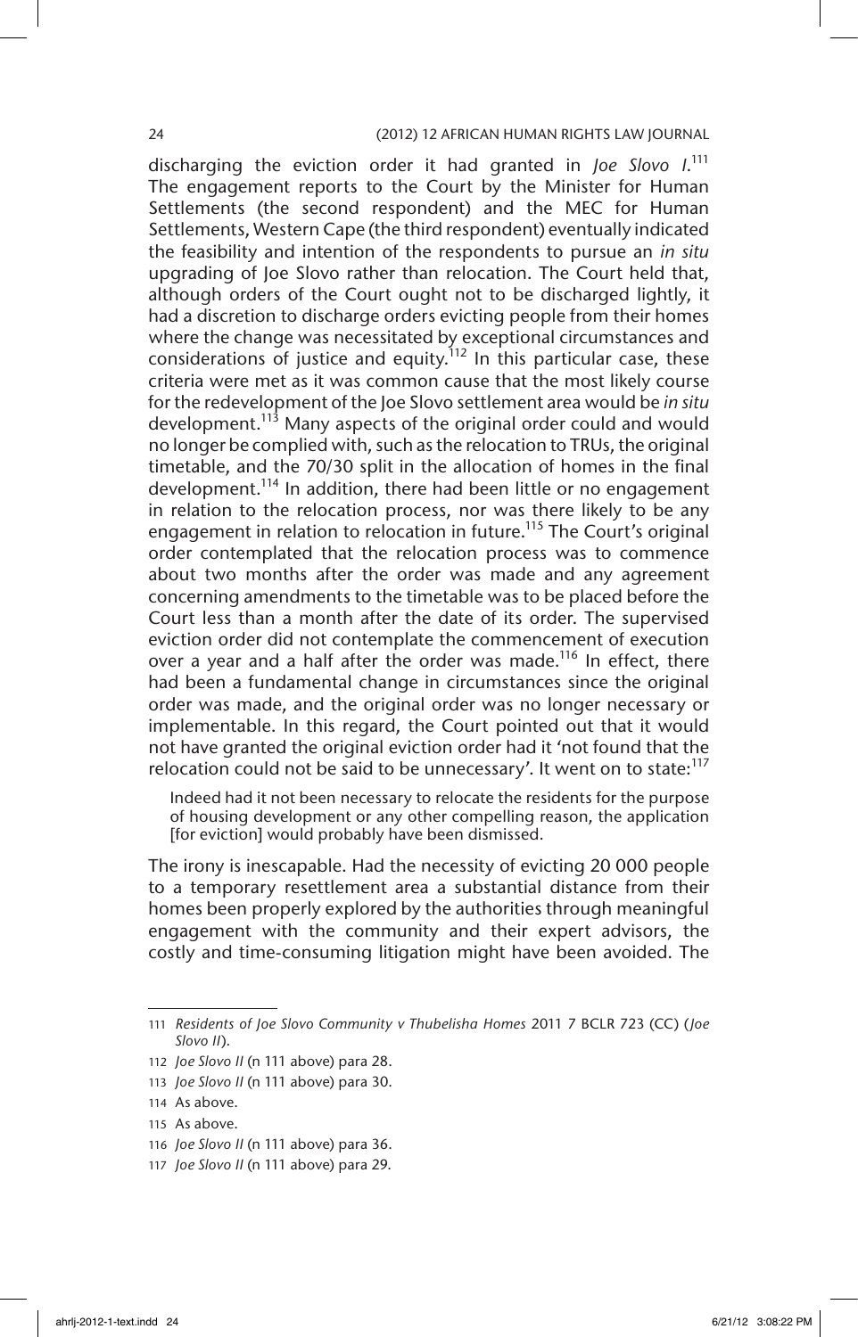discharging the eviction order it had granted in *Joe Slovo I*.[111] The engagement reports to the Court by the Minister for Human Settlements (the second respondent) and the MEC for Human Settlements, Western Cape (the third respondent) eventually indicated the feasibility and intention of the respondents to pursue an *in situ* upgrading of Joe Slovo rather than relocation. The Court held that, although orders of the Court ought not to be discharged lightly, it had a discretion to discharge orders evicting people from their homes where the change was necessitated by exceptional circumstances and considerations of justice and equity.[112] In this particular case, these criteria were met as it was common cause that the most likely course for the redevelopment of the Joe Slovo settlement area would be *in situ* development.[113] Many aspects of the original order could and would no longer be complied with, such as the relocation to TRUs, the original timetable, and the 70/30 split in the allocation of homes in the final development.[114] In addition, there had been little or no engagement in relation to the relocation process, nor was there likely to be any engagement in relation to relocation in future.[115] The Court's original order contemplated that the relocation process was to commence about two months after the order was made and any agreement concerning amendments to the timetable was to be placed before the Court less than a month after the date of its order. The supervised eviction order did not contemplate the commencement of execution over a year and a half after the order was made.[116] In effect, there had been a fundamental change in circumstances since the original order was made, and the original order was no longer necessary or implementable. In this regard, the Court pointed out that it would not have granted the original eviction order had it 'not found that the relocation could not be said to be unnecessary'. It went on to state:[117]

> Indeed had it not been necessary to relocate the residents for the purpose of housing development or any other compelling reason, the application [for eviction] would probably have been dismissed.

The irony is inescapable. Had the necessity of evicting 20 000 people to a temporary resettlement area a substantial distance from their homes been properly explored by the authorities through meaningful engagement with the community and their expert advisors, the costly and time-consuming litigation might have been avoided. The

---

111 *Residents of Joe Slovo Community v Thubelisha Homes* 2011 7 BCLR 723 (CC) (*Joe Slovo II*).

112 *Joe Slovo II* (n 111 above) para 28.

113 *Joe Slovo II* (n 111 above) para 30.

114 As above.

115 As above.

116 *Joe Slovo II* (n 111 above) para 36.

117 *Joe Slovo II* (n 111 above) para 29.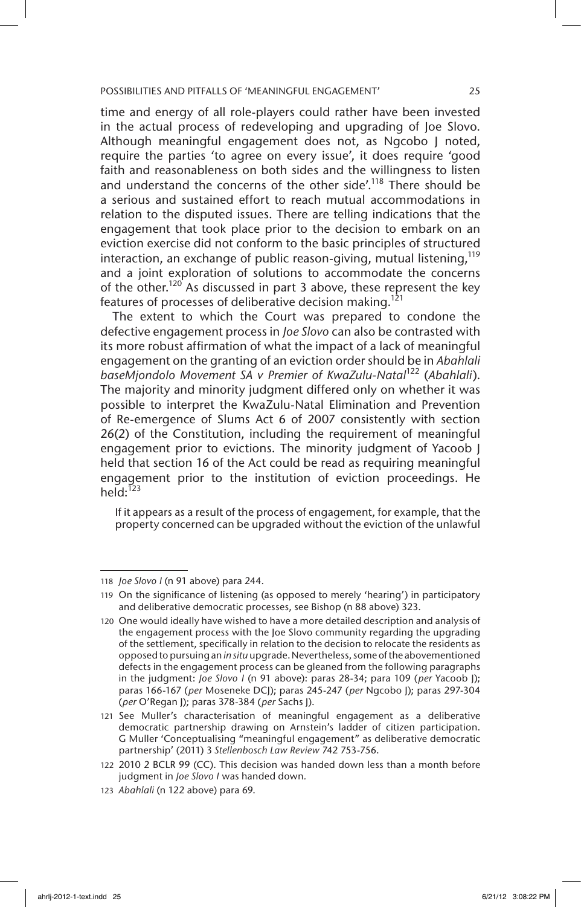time and energy of all role-players could rather have been invested in the actual process of redeveloping and upgrading of Joe Slovo. Although meaningful engagement does not, as Ngcobo J noted, require the parties 'to agree on every issue', it does require 'good faith and reasonableness on both sides and the willingness to listen and understand the concerns of the other side'.[118] There should be a serious and sustained effort to reach mutual accommodations in relation to the disputed issues. There are telling indications that the engagement that took place prior to the decision to embark on an eviction exercise did not conform to the basic principles of structured interaction, an exchange of public reason-giving, mutual listening,[119] and a joint exploration of solutions to accommodate the concerns of the other.[120] As discussed in part 3 above, these represent the key features of processes of deliberative decision making.[121]

The extent to which the Court was prepared to condone the defective engagement process in *Joe Slovo* can also be contrasted with its more robust affirmation of what the impact of a lack of meaningful engagement on the granting of an eviction order should be in *Abahlali baseMjondolo Movement SA v Premier of KwaZulu-Natal*[122] (*Abahlali*). The majority and minority judgment differed only on whether it was possible to interpret the KwaZulu-Natal Elimination and Prevention of Re-emergence of Slums Act 6 of 2007 consistently with section 26(2) of the Constitution, including the requirement of meaningful engagement prior to evictions. The minority judgment of Yacoob J held that section 16 of the Act could be read as requiring meaningful engagement prior to the institution of eviction proceedings. He held:[123]

> If it appears as a result of the process of engagement, for example, that the property concerned can be upgraded without the eviction of the unlawful

---

118 *Joe Slovo I* (n 91 above) para 244.

119 On the significance of listening (as opposed to merely 'hearing') in participatory and deliberative democratic processes, see Bishop (n 88 above) 323.

120 One would ideally have wished to have a more detailed description and analysis of the engagement process with the Joe Slovo community regarding the upgrading of the settlement, specifically in relation to the decision to relocate the residents as opposed to pursuing an *in situ* upgrade. Nevertheless, some of the abovementioned defects in the engagement process can be gleaned from the following paragraphs in the judgment: *Joe Slovo I* (n 91 above): paras 28-34; para 109 (*per* Yacoob J); paras 166-167 (*per* Moseneke DCJ); paras 245-247 (*per* Ngcobo J); paras 297-304 (*per* O'Regan J); paras 378-384 (*per* Sachs J).

121 See Muller's characterisation of meaningful engagement as a deliberative democratic partnership drawing on Arnstein's ladder of citizen participation. G Muller 'Conceptualising "meaningful engagement" as deliberative democratic partnership' (2011) 3 *Stellenbosch Law Review* 742 753-756.

122 2010 2 BCLR 99 (CC). This decision was handed down less than a month before judgment in *Joe Slovo I* was handed down.

123 *Abahlali* (n 122 above) para 69.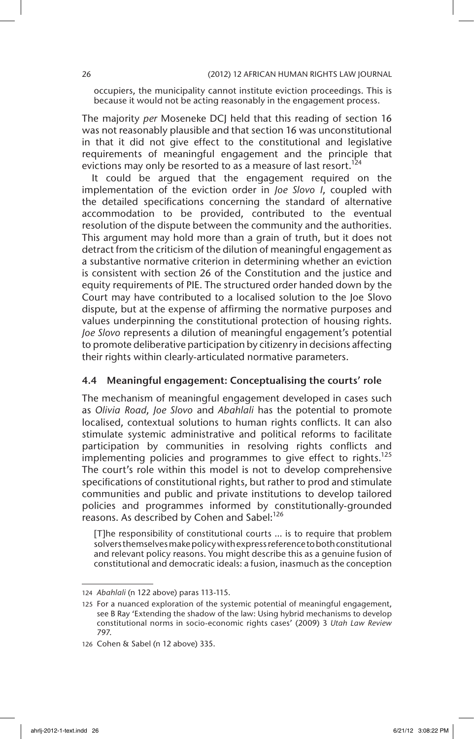occupiers, the municipality cannot institute eviction proceedings. This is because it would not be acting reasonably in the engagement process.

The majority *per* Moseneke DCJ held that this reading of section 16 was not reasonably plausible and that section 16 was unconstitutional in that it did not give effect to the constitutional and legislative requirements of meaningful engagement and the principle that evictions may only be resorted to as a measure of last resort.[124]

It could be argued that the engagement required on the implementation of the eviction order in *Joe Slovo I*, coupled with the detailed specifications concerning the standard of alternative accommodation to be provided, contributed to the eventual resolution of the dispute between the community and the authorities. This argument may hold more than a grain of truth, but it does not detract from the criticism of the dilution of meaningful engagement as a substantive normative criterion in determining whether an eviction is consistent with section 26 of the Constitution and the justice and equity requirements of PIE. The structured order handed down by the Court may have contributed to a localised solution to the Joe Slovo dispute, but at the expense of affirming the normative purposes and values underpinning the constitutional protection of housing rights. *Joe Slovo* represents a dilution of meaningful engagement's potential to promote deliberative participation by citizenry in decisions affecting their rights within clearly-articulated normative parameters.

## 4.4 Meaningful engagement: Conceptualising the courts' role

The mechanism of meaningful engagement developed in cases such as *Olivia Road*, *Joe Slovo* and *Abahlali* has the potential to promote localised, contextual solutions to human rights conflicts. It can also stimulate systemic administrative and political reforms to facilitate participation by communities in resolving rights conflicts and implementing policies and programmes to give effect to rights.[125] The court's role within this model is not to develop comprehensive specifications of constitutional rights, but rather to prod and stimulate communities and public and private institutions to develop tailored policies and programmes informed by constitutionally-grounded reasons. As described by Cohen and Sabel:[126]

> [T]he responsibility of constitutional courts ... is to require that problem solvers themselves make policy with express reference to both constitutional and relevant policy reasons. You might describe this as a genuine fusion of constitutional and democratic ideals: a fusion, inasmuch as the conception

---

124 *Abahlali* (n 122 above) paras 113-115.

125 For a nuanced exploration of the systemic potential of meaningful engagement, see B Ray 'Extending the shadow of the law: Using hybrid mechanisms to develop constitutional norms in socio-economic rights cases' (2009) 3 *Utah Law Review* 797.

126 Cohen & Sabel (n 12 above) 335.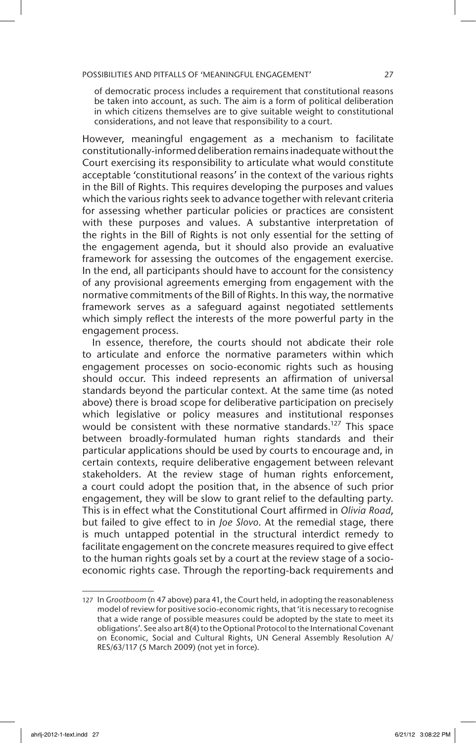> of democratic process includes a requirement that constitutional reasons be taken into account, as such. The aim is a form of political deliberation in which citizens themselves are to give suitable weight to constitutional considerations, and not leave that responsibility to a court.

However, meaningful engagement as a mechanism to facilitate constitutionally-informed deliberation remains inadequate without the Court exercising its responsibility to articulate what would constitute acceptable 'constitutional reasons' in the context of the various rights in the Bill of Rights. This requires developing the purposes and values which the various rights seek to advance together with relevant criteria for assessing whether particular policies or practices are consistent with these purposes and values. A substantive interpretation of the rights in the Bill of Rights is not only essential for the setting of the engagement agenda, but it should also provide an evaluative framework for assessing the outcomes of the engagement exercise. In the end, all participants should have to account for the consistency of any provisional agreements emerging from engagement with the normative commitments of the Bill of Rights. In this way, the normative framework serves as a safeguard against negotiated settlements which simply reflect the interests of the more powerful party in the engagement process.

In essence, therefore, the courts should not abdicate their role to articulate and enforce the normative parameters within which engagement processes on socio-economic rights such as housing should occur. This indeed represents an affirmation of universal standards beyond the particular context. At the same time (as noted above) there is broad scope for deliberative participation on precisely which legislative or policy measures and institutional responses would be consistent with these normative standards.[127] This space between broadly-formulated human rights standards and their particular applications should be used by courts to encourage and, in certain contexts, require deliberative engagement between relevant stakeholders. At the review stage of human rights enforcement, a court could adopt the position that, in the absence of such prior engagement, they will be slow to grant relief to the defaulting party. This is in effect what the Constitutional Court affirmed in *Olivia Road*, but failed to give effect to in *Joe Slovo*. At the remedial stage, there is much untapped potential in the structural interdict remedy to facilitate engagement on the concrete measures required to give effect to the human rights goals set by a court at the review stage of a socio-economic rights case. Through the reporting-back requirements and

---

127 In *Grootboom* (n 47 above) para 41, the Court held, in adopting the reasonableness model of review for positive socio-economic rights, that 'it is necessary to recognise that a wide range of possible measures could be adopted by the state to meet its obligations'. See also art 8(4) to the Optional Protocol to the International Covenant on Economic, Social and Cultural Rights, UN General Assembly Resolution A/RES/63/117 (5 March 2009) (not yet in force).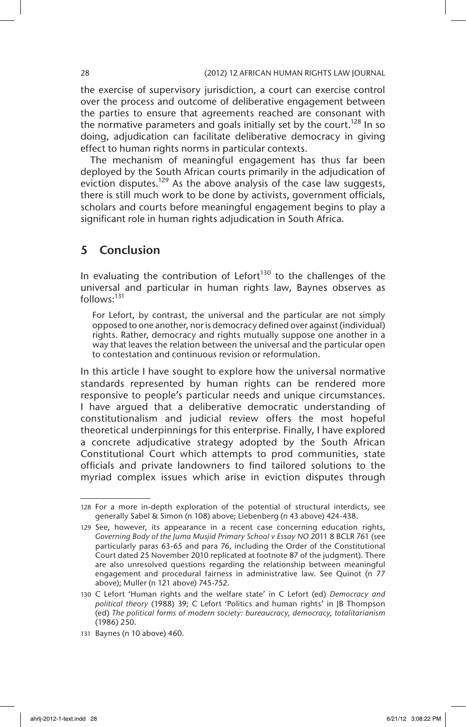the exercise of supervisory jurisdiction, a court can exercise control over the process and outcome of deliberative engagement between the parties to ensure that agreements reached are consonant with the normative parameters and goals initially set by the court.[128] In so doing, adjudication can facilitate deliberative democracy in giving effect to human rights norms in particular contexts.

The mechanism of meaningful engagement has thus far been deployed by the South African courts primarily in the adjudication of eviction disputes.[129] As the above analysis of the case law suggests, there is still much work to be done by activists, government officials, scholars and courts before meaningful engagement begins to play a significant role in human rights adjudication in South Africa.

## 5 Conclusion

In evaluating the contribution of Lefort[130] to the challenges of the universal and particular in human rights law, Baynes observes as follows:[131]

> For Lefort, by contrast, the universal and the particular are not simply opposed to one another, nor is democracy defined over against (individual) rights. Rather, democracy and rights mutually suppose one another in a way that leaves the relation between the universal and the particular open to contestation and continuous revision or reformulation.

In this article I have sought to explore how the universal normative standards represented by human rights can be rendered more responsive to people's particular needs and unique circumstances. I have argued that a deliberative democratic understanding of constitutionalism and judicial review offers the most hopeful theoretical underpinnings for this enterprise. Finally, I have explored a concrete adjudicative strategy adopted by the South African Constitutional Court which attempts to prod communities, state officials and private landowners to find tailored solutions to the myriad complex issues which arise in eviction disputes through

---

128 For a more in-depth exploration of the potential of structural interdicts, see generally Sabel & Simon (n 108) above; Liebenberg (n 43 above) 424-438.

129 See, however, its appearance in a recent case concerning education rights, *Governing Body of the Juma Musjid Primary School v Essay NO* 2011 8 BCLR 761 (see particularly paras 63-65 and para 76, including the Order of the Constitutional Court dated 25 November 2010 replicated at footnote 87 of the judgment). There are also unresolved questions regarding the relationship between meaningful engagement and procedural fairness in administrative law. See Quinot (n 77 above); Muller (n 121 above) 745-752.

130 C Lefort 'Human rights and the welfare state' in C Lefort (ed) *Democracy and political theory* (1988) 39; C Lefort 'Politics and human rights' in JB Thompson (ed) *The political forms of modern society: bureaucracy, democracy, totalitarianism* (1986) 250.

131 Baynes (n 10 above) 460.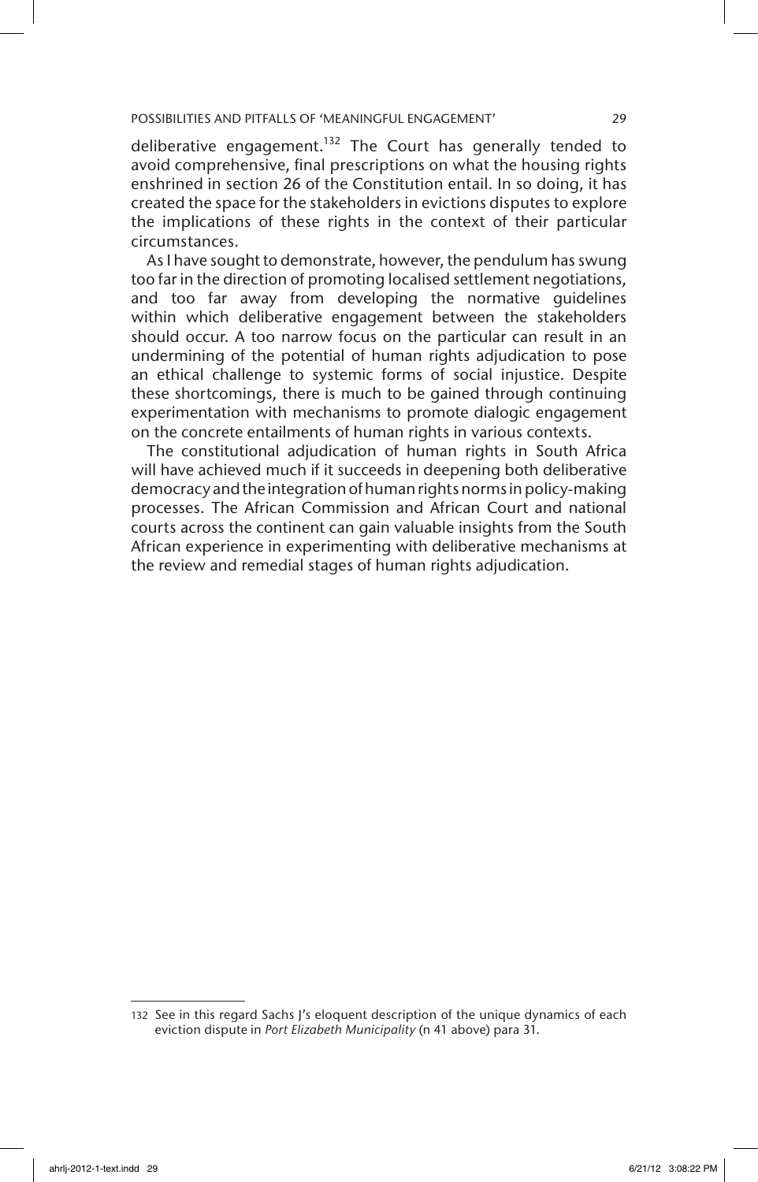deliberative engagement.[132] The Court has generally tended to avoid comprehensive, final prescriptions on what the housing rights enshrined in section 26 of the Constitution entail. In so doing, it has created the space for the stakeholders in evictions disputes to explore the implications of these rights in the context of their particular circumstances.

As I have sought to demonstrate, however, the pendulum has swung too far in the direction of promoting localised settlement negotiations, and too far away from developing the normative guidelines within which deliberative engagement between the stakeholders should occur. A too narrow focus on the particular can result in an undermining of the potential of human rights adjudication to pose an ethical challenge to systemic forms of social injustice. Despite these shortcomings, there is much to be gained through continuing experimentation with mechanisms to promote dialogic engagement on the concrete entailments of human rights in various contexts.

The constitutional adjudication of human rights in South Africa will have achieved much if it succeeds in deepening both deliberative democracy and the integration of human rights norms in policy-making processes. The African Commission and African Court and national courts across the continent can gain valuable insights from the South African experience in experimenting with deliberative mechanisms at the review and remedial stages of human rights adjudication.

---

132 See in this regard Sachs J's eloquent description of the unique dynamics of each eviction dispute in *Port Elizabeth Municipality* (n 41 above) para 31.